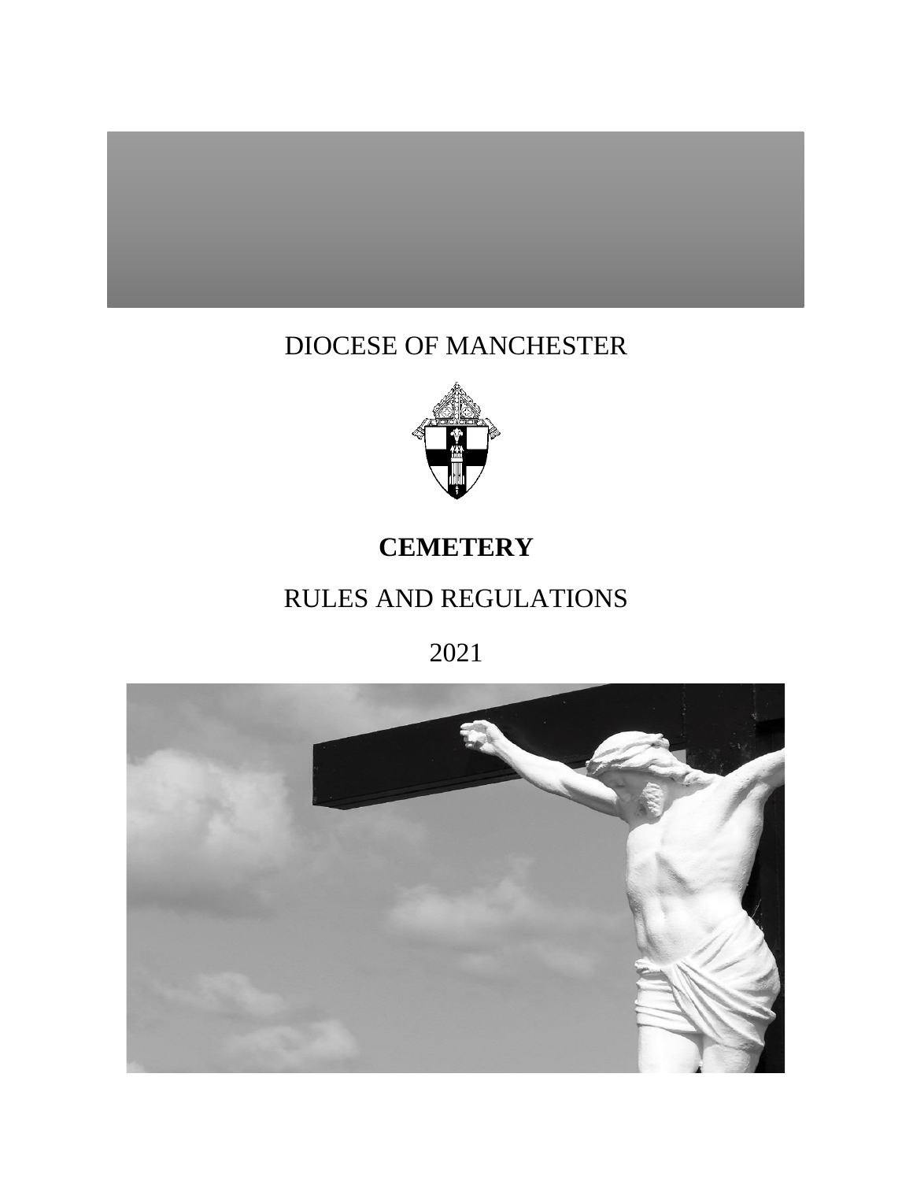DIOCESE OF MANCHESTER

# **CEMETERY**

# RULES AND REGULATIONS

2021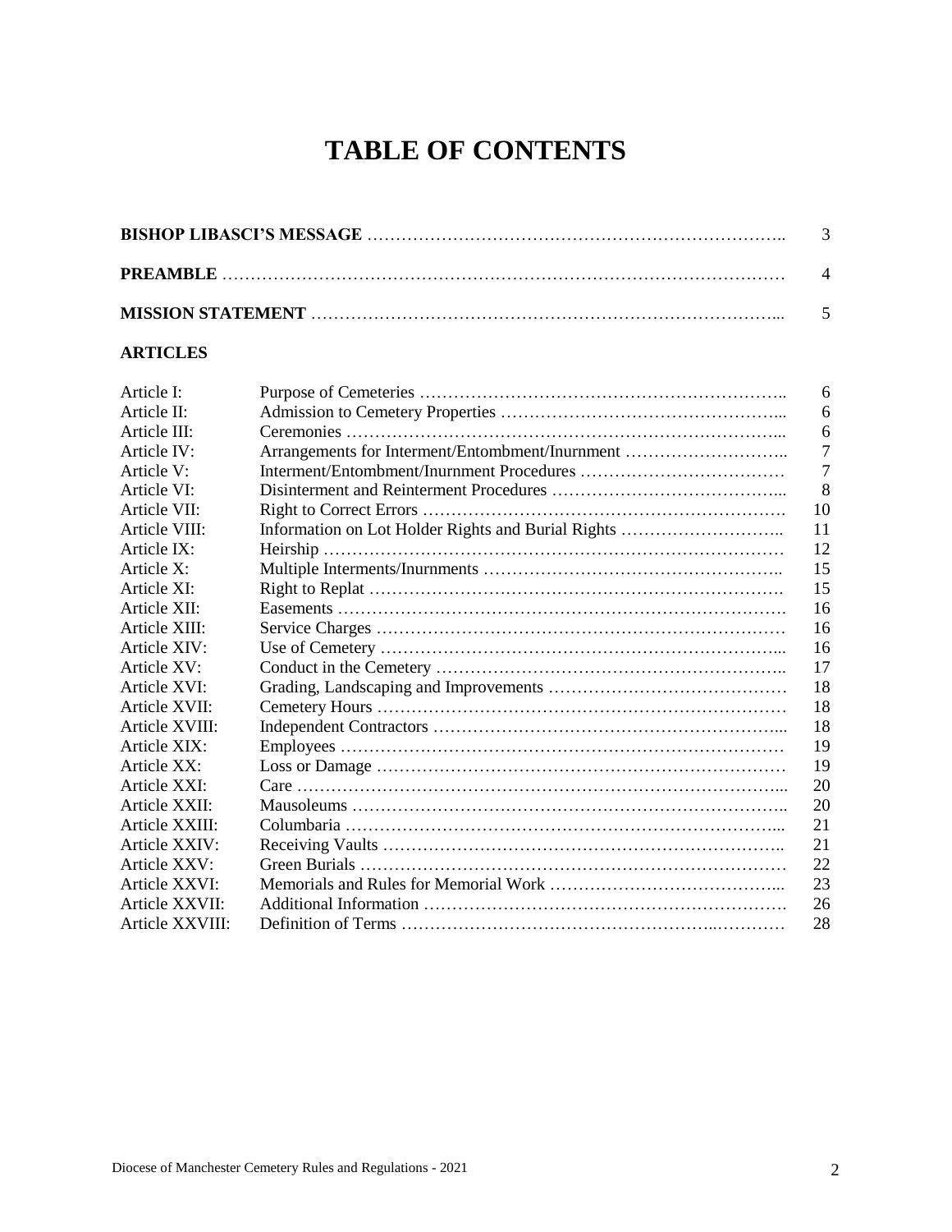# TABLE OF CONTENTS

| | |
|---|---|
| **BISHOP LIBASCI'S MESSAGE** | 3 |
| **PREAMBLE** | 4 |
| **MISSION STATEMENT** | 5 |

**ARTICLES**

| | | |
|---|---|---|
| Article I: | Purpose of Cemeteries | 6 |
| Article II: | Admission to Cemetery Properties | 6 |
| Article III: | Ceremonies | 6 |
| Article IV: | Arrangements for Interment/Entombment/Inurnment | 7 |
| Article V: | Interment/Entombment/Inurnment Procedures | 7 |
| Article VI: | Disinterment and Reinterment Procedures | 8 |
| Article VII: | Right to Correct Errors | 10 |
| Article VIII: | Information on Lot Holder Rights and Burial Rights | 11 |
| Article IX: | Heirship | 12 |
| Article X: | Multiple Interments/Inurnments | 15 |
| Article XI: | Right to Replat | 15 |
| Article XII: | Easements | 16 |
| Article XIII: | Service Charges | 16 |
| Article XIV: | Use of Cemetery | 16 |
| Article XV: | Conduct in the Cemetery | 17 |
| Article XVI: | Grading, Landscaping and Improvements | 18 |
| Article XVII: | Cemetery Hours | 18 |
| Article XVIII: | Independent Contractors | 18 |
| Article XIX: | Employees | 19 |
| Article XX: | Loss or Damage | 19 |
| Article XXI: | Care | 20 |
| Article XXII: | Mausoleums | 20 |
| Article XXIII: | Columbaria | 21 |
| Article XXIV: | Receiving Vaults | 21 |
| Article XXV: | Green Burials | 22 |
| Article XXVI: | Memorials and Rules for Memorial Work | 23 |
| Article XXVII: | Additional Information | 26 |
| Article XXVIII: | Definition of Terms | 28 |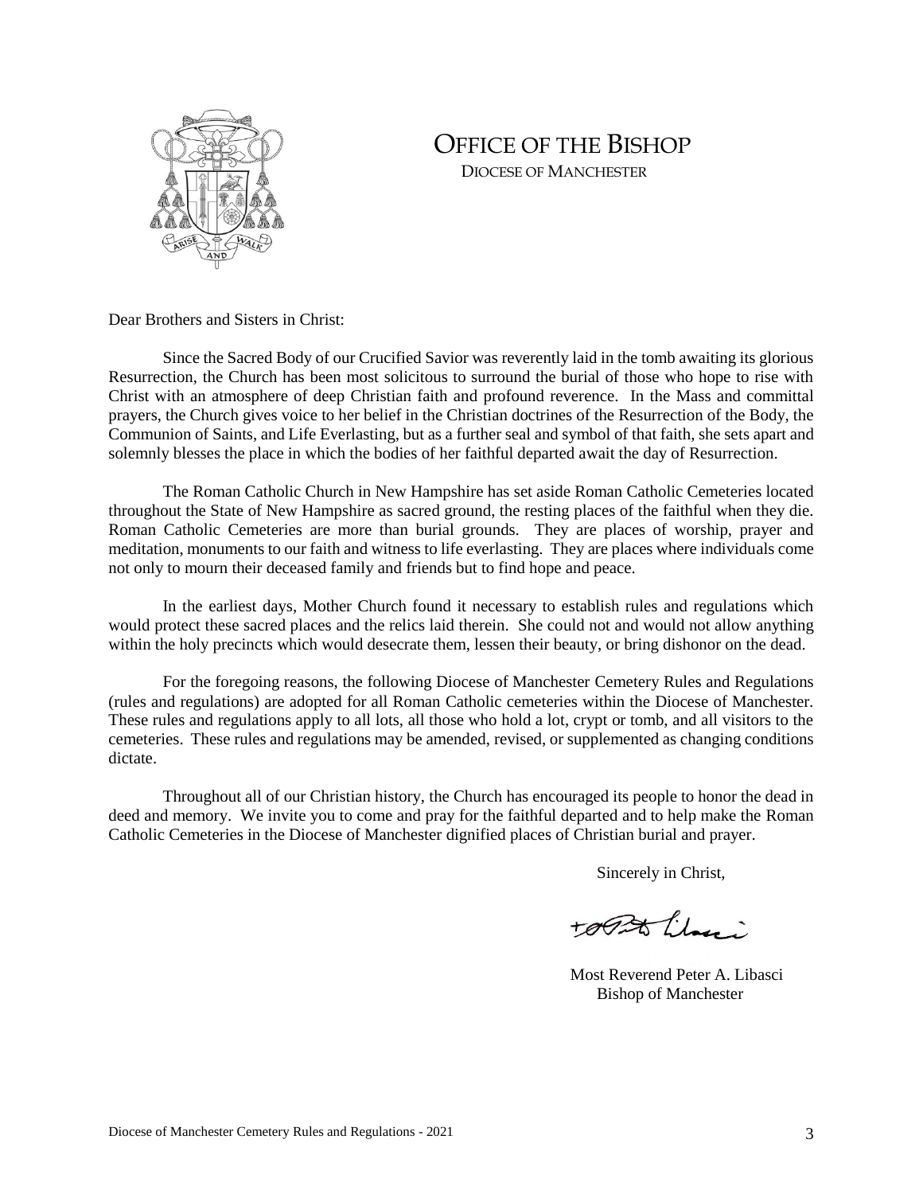# OFFICE OF THE BISHOP

DIOCESE OF MANCHESTER

Dear Brothers and Sisters in Christ:

Since the Sacred Body of our Crucified Savior was reverently laid in the tomb awaiting its glorious Resurrection, the Church has been most solicitous to surround the burial of those who hope to rise with Christ with an atmosphere of deep Christian faith and profound reverence. In the Mass and committal prayers, the Church gives voice to her belief in the Christian doctrines of the Resurrection of the Body, the Communion of Saints, and Life Everlasting, but as a further seal and symbol of that faith, she sets apart and solemnly blesses the place in which the bodies of her faithful departed await the day of Resurrection.

The Roman Catholic Church in New Hampshire has set aside Roman Catholic Cemeteries located throughout the State of New Hampshire as sacred ground, the resting places of the faithful when they die. Roman Catholic Cemeteries are more than burial grounds. They are places of worship, prayer and meditation, monuments to our faith and witness to life everlasting. They are places where individuals come not only to mourn their deceased family and friends but to find hope and peace.

In the earliest days, Mother Church found it necessary to establish rules and regulations which would protect these sacred places and the relics laid therein. She could not and would not allow anything within the holy precincts which would desecrate them, lessen their beauty, or bring dishonor on the dead.

For the foregoing reasons, the following Diocese of Manchester Cemetery Rules and Regulations (rules and regulations) are adopted for all Roman Catholic cemeteries within the Diocese of Manchester. These rules and regulations apply to all lots, all those who hold a lot, crypt or tomb, and all visitors to the cemeteries. These rules and regulations may be amended, revised, or supplemented as changing conditions dictate.

Throughout all of our Christian history, the Church has encouraged its people to honor the dead in deed and memory. We invite you to come and pray for the faithful departed and to help make the Roman Catholic Cemeteries in the Diocese of Manchester dignified places of Christian burial and prayer.

Sincerely in Christ,

Most Reverend Peter A. Libasci
Bishop of Manchester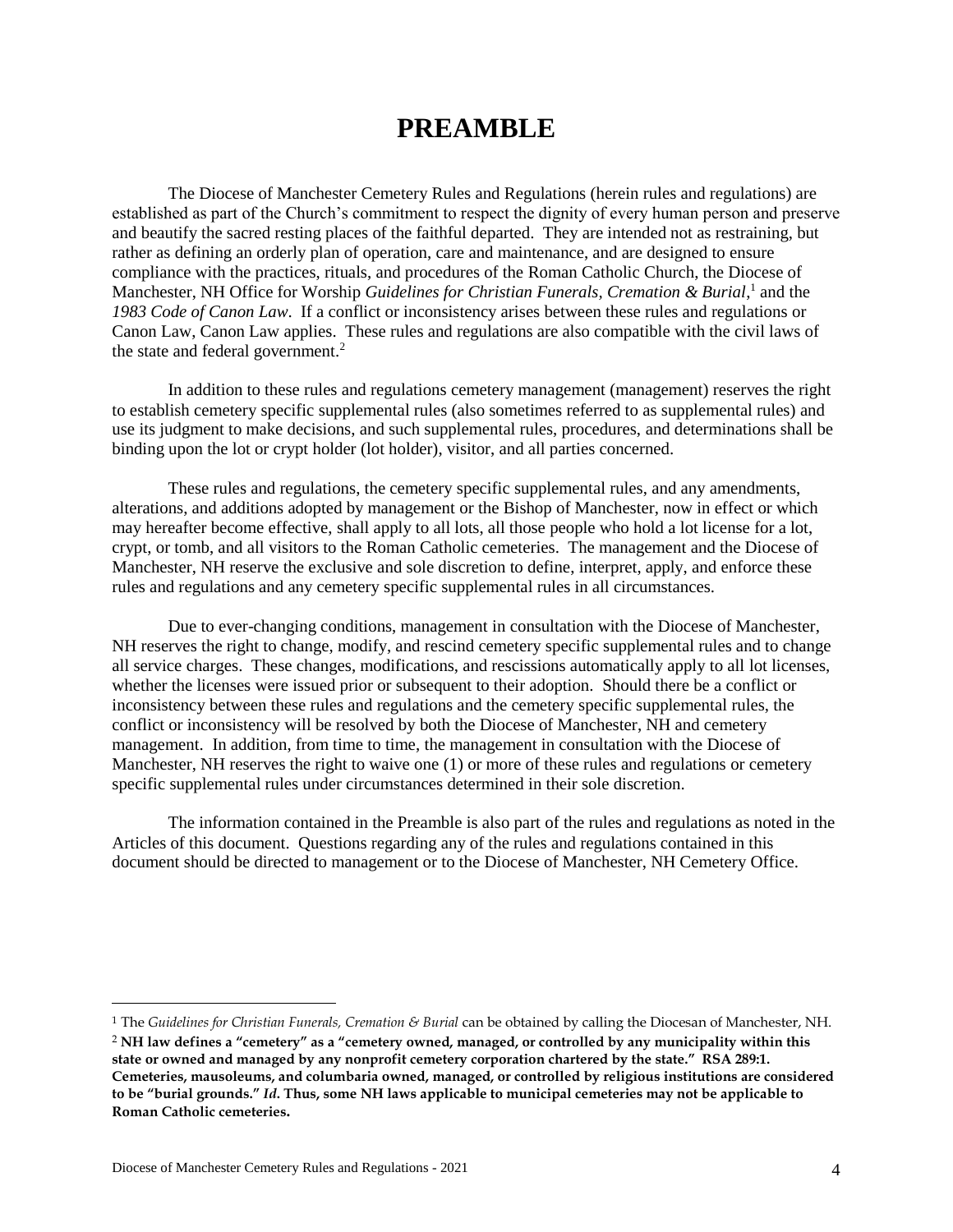# PREAMBLE

The Diocese of Manchester Cemetery Rules and Regulations (herein rules and regulations) are established as part of the Church's commitment to respect the dignity of every human person and preserve and beautify the sacred resting places of the faithful departed. They are intended not as restraining, but rather as defining an orderly plan of operation, care and maintenance, and are designed to ensure compliance with the practices, rituals, and procedures of the Roman Catholic Church, the Diocese of Manchester, NH Office for Worship *Guidelines for Christian Funerals, Cremation & Burial*,[1] and the *1983 Code of Canon Law*. If a conflict or inconsistency arises between these rules and regulations or Canon Law, Canon Law applies. These rules and regulations are also compatible with the civil laws of the state and federal government.[2]

In addition to these rules and regulations cemetery management (management) reserves the right to establish cemetery specific supplemental rules (also sometimes referred to as supplemental rules) and use its judgment to make decisions, and such supplemental rules, procedures, and determinations shall be binding upon the lot or crypt holder (lot holder), visitor, and all parties concerned.

These rules and regulations, the cemetery specific supplemental rules, and any amendments, alterations, and additions adopted by management or the Bishop of Manchester, now in effect or which may hereafter become effective, shall apply to all lots, all those people who hold a lot license for a lot, crypt, or tomb, and all visitors to the Roman Catholic cemeteries. The management and the Diocese of Manchester, NH reserve the exclusive and sole discretion to define, interpret, apply, and enforce these rules and regulations and any cemetery specific supplemental rules in all circumstances.

Due to ever-changing conditions, management in consultation with the Diocese of Manchester, NH reserves the right to change, modify, and rescind cemetery specific supplemental rules and to change all service charges. These changes, modifications, and rescissions automatically apply to all lot licenses, whether the licenses were issued prior or subsequent to their adoption. Should there be a conflict or inconsistency between these rules and regulations and the cemetery specific supplemental rules, the conflict or inconsistency will be resolved by both the Diocese of Manchester, NH and cemetery management. In addition, from time to time, the management in consultation with the Diocese of Manchester, NH reserves the right to waive one (1) or more of these rules and regulations or cemetery specific supplemental rules under circumstances determined in their sole discretion.

The information contained in the Preamble is also part of the rules and regulations as noted in the Articles of this document. Questions regarding any of the rules and regulations contained in this document should be directed to management or to the Diocese of Manchester, NH Cemetery Office.

---

[1] The *Guidelines for Christian Funerals, Cremation & Burial* can be obtained by calling the Diocesan of Manchester, NH.

[2] **NH law defines a "cemetery" as a "cemetery owned, managed, or controlled by any municipality within this state or owned and managed by any nonprofit cemetery corporation chartered by the state." RSA 289:1. Cemeteries, mausoleums, and columbaria owned, managed, or controlled by religious institutions are considered to be "burial grounds."** ***Id*****. Thus, some NH laws applicable to municipal cemeteries may not be applicable to Roman Catholic cemeteries.**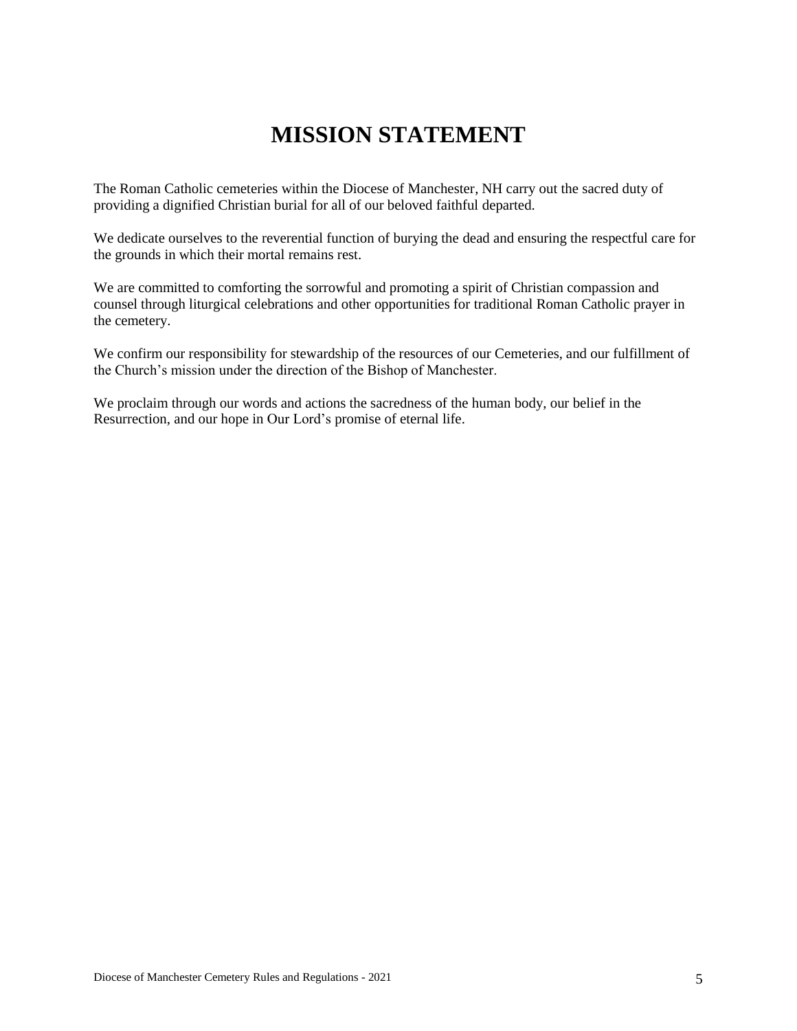# MISSION STATEMENT

The Roman Catholic cemeteries within the Diocese of Manchester, NH carry out the sacred duty of providing a dignified Christian burial for all of our beloved faithful departed.

We dedicate ourselves to the reverential function of burying the dead and ensuring the respectful care for the grounds in which their mortal remains rest.

We are committed to comforting the sorrowful and promoting a spirit of Christian compassion and counsel through liturgical celebrations and other opportunities for traditional Roman Catholic prayer in the cemetery.

We confirm our responsibility for stewardship of the resources of our Cemeteries, and our fulfillment of the Church's mission under the direction of the Bishop of Manchester.

We proclaim through our words and actions the sacredness of the human body, our belief in the Resurrection, and our hope in Our Lord's promise of eternal life.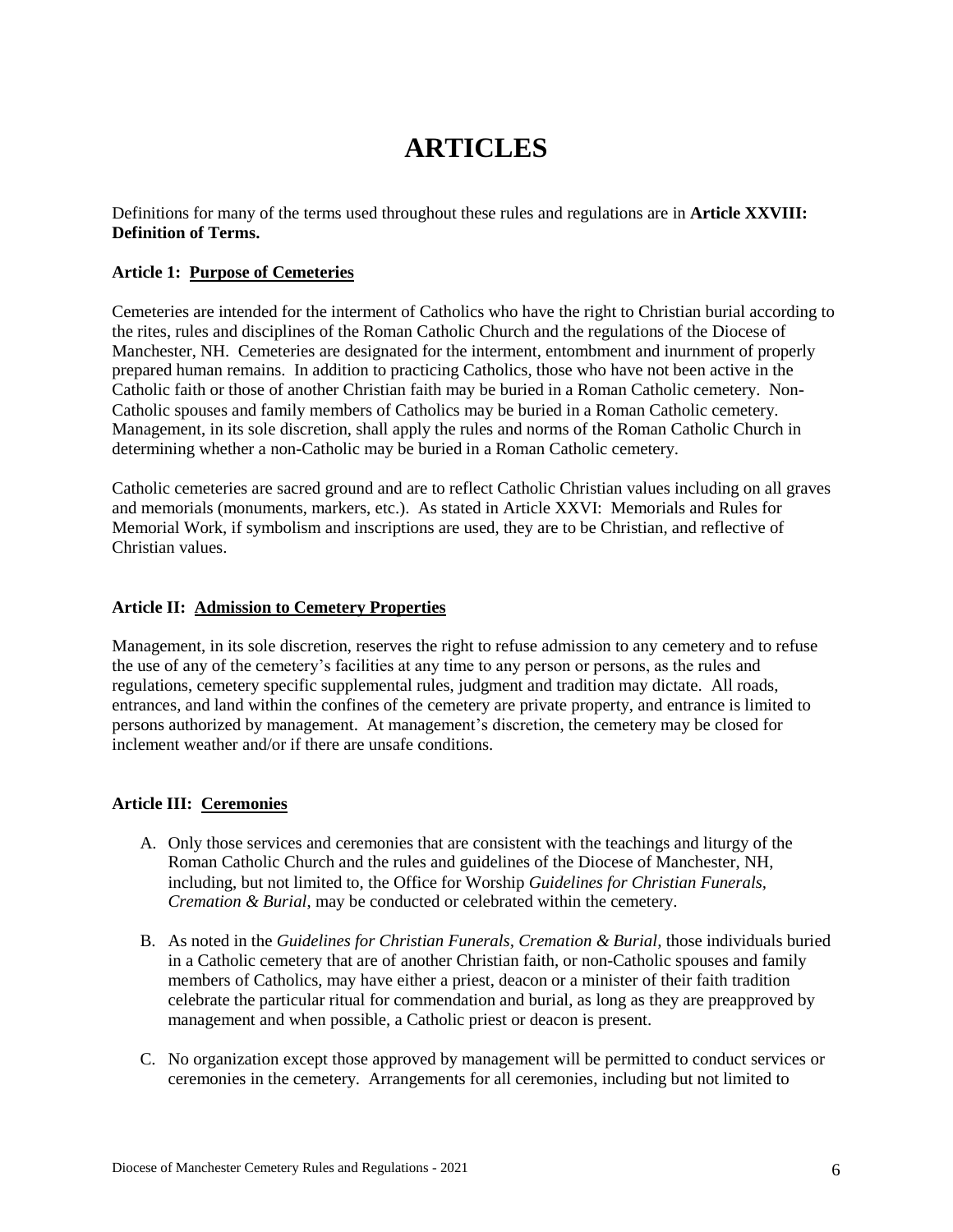# ARTICLES

Definitions for many of the terms used throughout these rules and regulations are in **Article XXVIII: Definition of Terms.**

**Article 1: Purpose of Cemeteries**

Cemeteries are intended for the interment of Catholics who have the right to Christian burial according to the rites, rules and disciplines of the Roman Catholic Church and the regulations of the Diocese of Manchester, NH. Cemeteries are designated for the interment, entombment and inurnment of properly prepared human remains. In addition to practicing Catholics, those who have not been active in the Catholic faith or those of another Christian faith may be buried in a Roman Catholic cemetery. Non-Catholic spouses and family members of Catholics may be buried in a Roman Catholic cemetery. Management, in its sole discretion, shall apply the rules and norms of the Roman Catholic Church in determining whether a non-Catholic may be buried in a Roman Catholic cemetery.

Catholic cemeteries are sacred ground and are to reflect Catholic Christian values including on all graves and memorials (monuments, markers, etc.). As stated in Article XXVI: Memorials and Rules for Memorial Work, if symbolism and inscriptions are used, they are to be Christian, and reflective of Christian values.

**Article II: Admission to Cemetery Properties**

Management, in its sole discretion, reserves the right to refuse admission to any cemetery and to refuse the use of any of the cemetery's facilities at any time to any person or persons, as the rules and regulations, cemetery specific supplemental rules, judgment and tradition may dictate. All roads, entrances, and land within the confines of the cemetery are private property, and entrance is limited to persons authorized by management. At management's discretion, the cemetery may be closed for inclement weather and/or if there are unsafe conditions.

**Article III: Ceremonies**

A. Only those services and ceremonies that are consistent with the teachings and liturgy of the Roman Catholic Church and the rules and guidelines of the Diocese of Manchester, NH, including, but not limited to, the Office for Worship *Guidelines for Christian Funerals, Cremation & Burial*, may be conducted or celebrated within the cemetery.

B. As noted in the *Guidelines for Christian Funerals, Cremation & Burial,* those individuals buried in a Catholic cemetery that are of another Christian faith, or non-Catholic spouses and family members of Catholics, may have either a priest, deacon or a minister of their faith tradition celebrate the particular ritual for commendation and burial, as long as they are preapproved by management and when possible, a Catholic priest or deacon is present.

C. No organization except those approved by management will be permitted to conduct services or ceremonies in the cemetery. Arrangements for all ceremonies, including but not limited to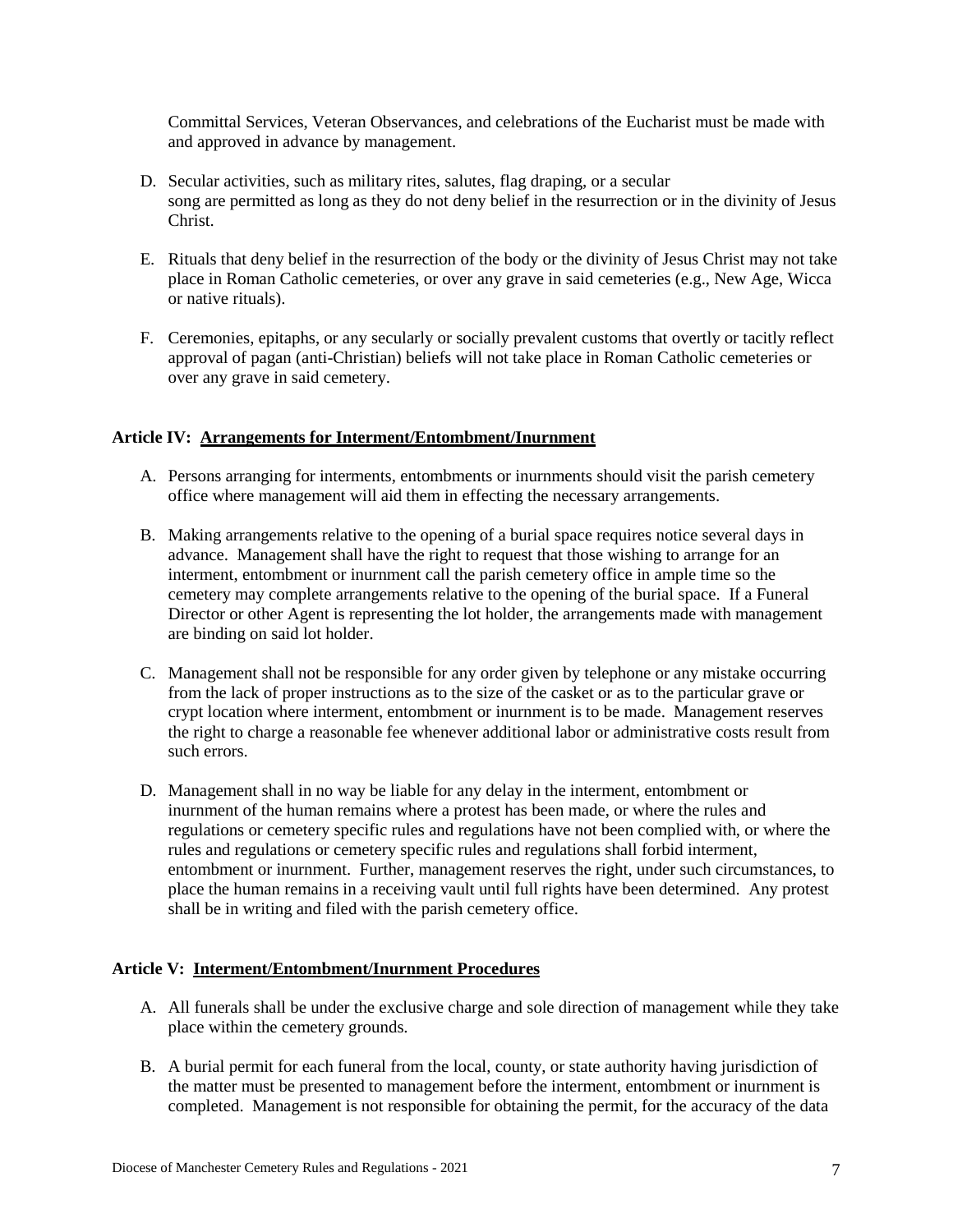Committal Services, Veteran Observances, and celebrations of the Eucharist must be made with and approved in advance by management.

D. Secular activities, such as military rites, salutes, flag draping, or a secular song are permitted as long as they do not deny belief in the resurrection or in the divinity of Jesus Christ.

E. Rituals that deny belief in the resurrection of the body or the divinity of Jesus Christ may not take place in Roman Catholic cemeteries, or over any grave in said cemeteries (e.g., New Age, Wicca or native rituals).

F. Ceremonies, epitaphs, or any secularly or socially prevalent customs that overtly or tacitly reflect approval of pagan (anti-Christian) beliefs will not take place in Roman Catholic cemeteries or over any grave in said cemetery.

**Article IV: Arrangements for Interment/Entombment/Inurnment**

A. Persons arranging for interments, entombments or inurnments should visit the parish cemetery office where management will aid them in effecting the necessary arrangements.

B. Making arrangements relative to the opening of a burial space requires notice several days in advance. Management shall have the right to request that those wishing to arrange for an interment, entombment or inurnment call the parish cemetery office in ample time so the cemetery may complete arrangements relative to the opening of the burial space. If a Funeral Director or other Agent is representing the lot holder, the arrangements made with management are binding on said lot holder.

C. Management shall not be responsible for any order given by telephone or any mistake occurring from the lack of proper instructions as to the size of the casket or as to the particular grave or crypt location where interment, entombment or inurnment is to be made. Management reserves the right to charge a reasonable fee whenever additional labor or administrative costs result from such errors.

D. Management shall in no way be liable for any delay in the interment, entombment or inurnment of the human remains where a protest has been made, or where the rules and regulations or cemetery specific rules and regulations have not been complied with, or where the rules and regulations or cemetery specific rules and regulations shall forbid interment, entombment or inurnment. Further, management reserves the right, under such circumstances, to place the human remains in a receiving vault until full rights have been determined. Any protest shall be in writing and filed with the parish cemetery office.

**Article V: Interment/Entombment/Inurnment Procedures**

A. All funerals shall be under the exclusive charge and sole direction of management while they take place within the cemetery grounds.

B. A burial permit for each funeral from the local, county, or state authority having jurisdiction of the matter must be presented to management before the interment, entombment or inurnment is completed. Management is not responsible for obtaining the permit, for the accuracy of the data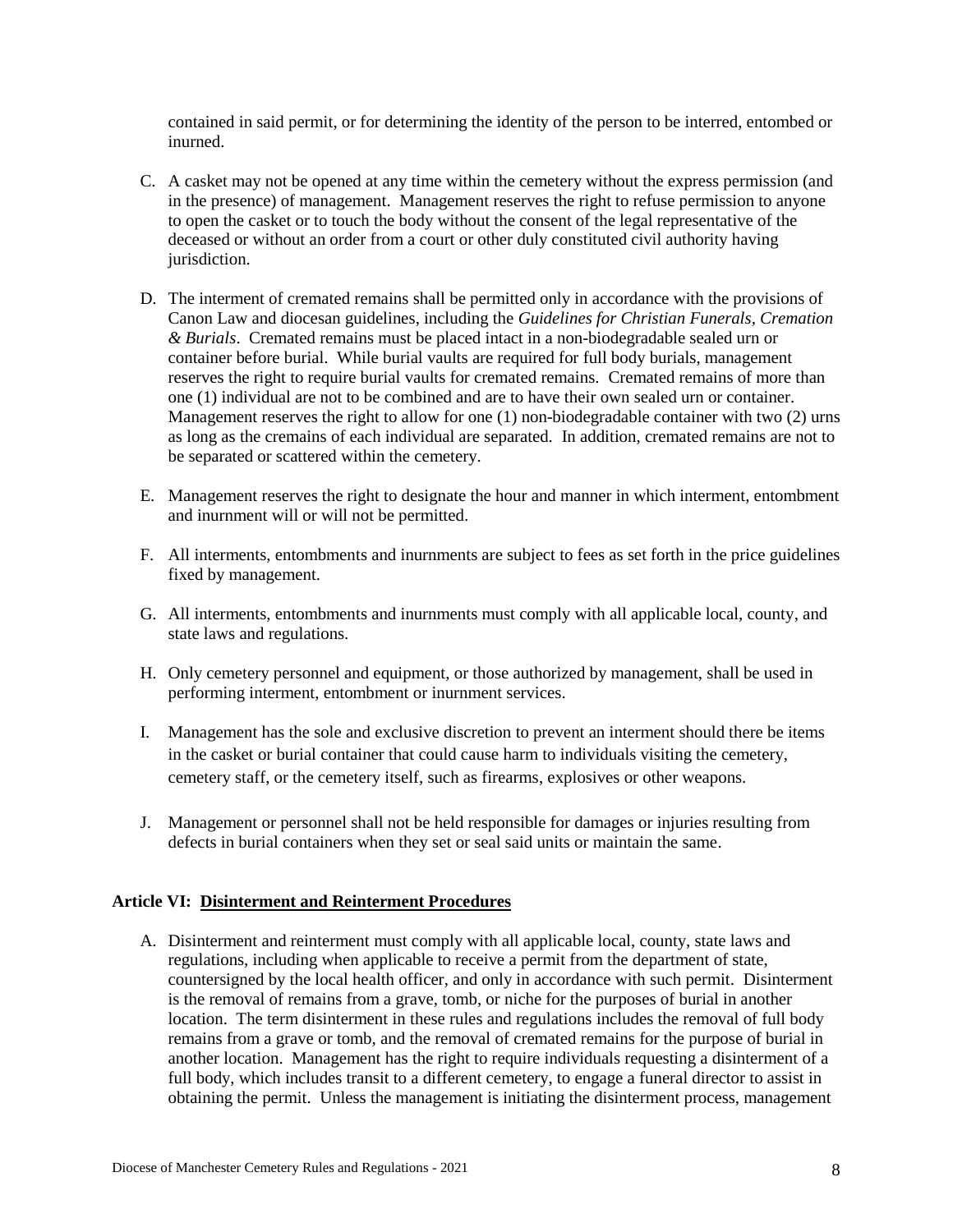contained in said permit, or for determining the identity of the person to be interred, entombed or inurned.

C. A casket may not be opened at any time within the cemetery without the express permission (and in the presence) of management. Management reserves the right to refuse permission to anyone to open the casket or to touch the body without the consent of the legal representative of the deceased or without an order from a court or other duly constituted civil authority having jurisdiction.

D. The interment of cremated remains shall be permitted only in accordance with the provisions of Canon Law and diocesan guidelines, including the *Guidelines for Christian Funerals, Cremation & Burials*. Cremated remains must be placed intact in a non-biodegradable sealed urn or container before burial. While burial vaults are required for full body burials, management reserves the right to require burial vaults for cremated remains. Cremated remains of more than one (1) individual are not to be combined and are to have their own sealed urn or container. Management reserves the right to allow for one (1) non-biodegradable container with two (2) urns as long as the cremains of each individual are separated. In addition, cremated remains are not to be separated or scattered within the cemetery.

E. Management reserves the right to designate the hour and manner in which interment, entombment and inurnment will or will not be permitted.

F. All interments, entombments and inurnments are subject to fees as set forth in the price guidelines fixed by management.

G. All interments, entombments and inurnments must comply with all applicable local, county, and state laws and regulations.

H. Only cemetery personnel and equipment, or those authorized by management, shall be used in performing interment, entombment or inurnment services.

I. Management has the sole and exclusive discretion to prevent an interment should there be items in the casket or burial container that could cause harm to individuals visiting the cemetery, cemetery staff, or the cemetery itself, such as firearms, explosives or other weapons.

J. Management or personnel shall not be held responsible for damages or injuries resulting from defects in burial containers when they set or seal said units or maintain the same.

**Article VI: <u>Disinterment and Reinterment Procedures</u>**

A. Disinterment and reinterment must comply with all applicable local, county, state laws and regulations, including when applicable to receive a permit from the department of state, countersigned by the local health officer, and only in accordance with such permit. Disinterment is the removal of remains from a grave, tomb, or niche for the purposes of burial in another location. The term disinterment in these rules and regulations includes the removal of full body remains from a grave or tomb, and the removal of cremated remains for the purpose of burial in another location. Management has the right to require individuals requesting a disinterment of a full body, which includes transit to a different cemetery, to engage a funeral director to assist in obtaining the permit. Unless the management is initiating the disinterment process, management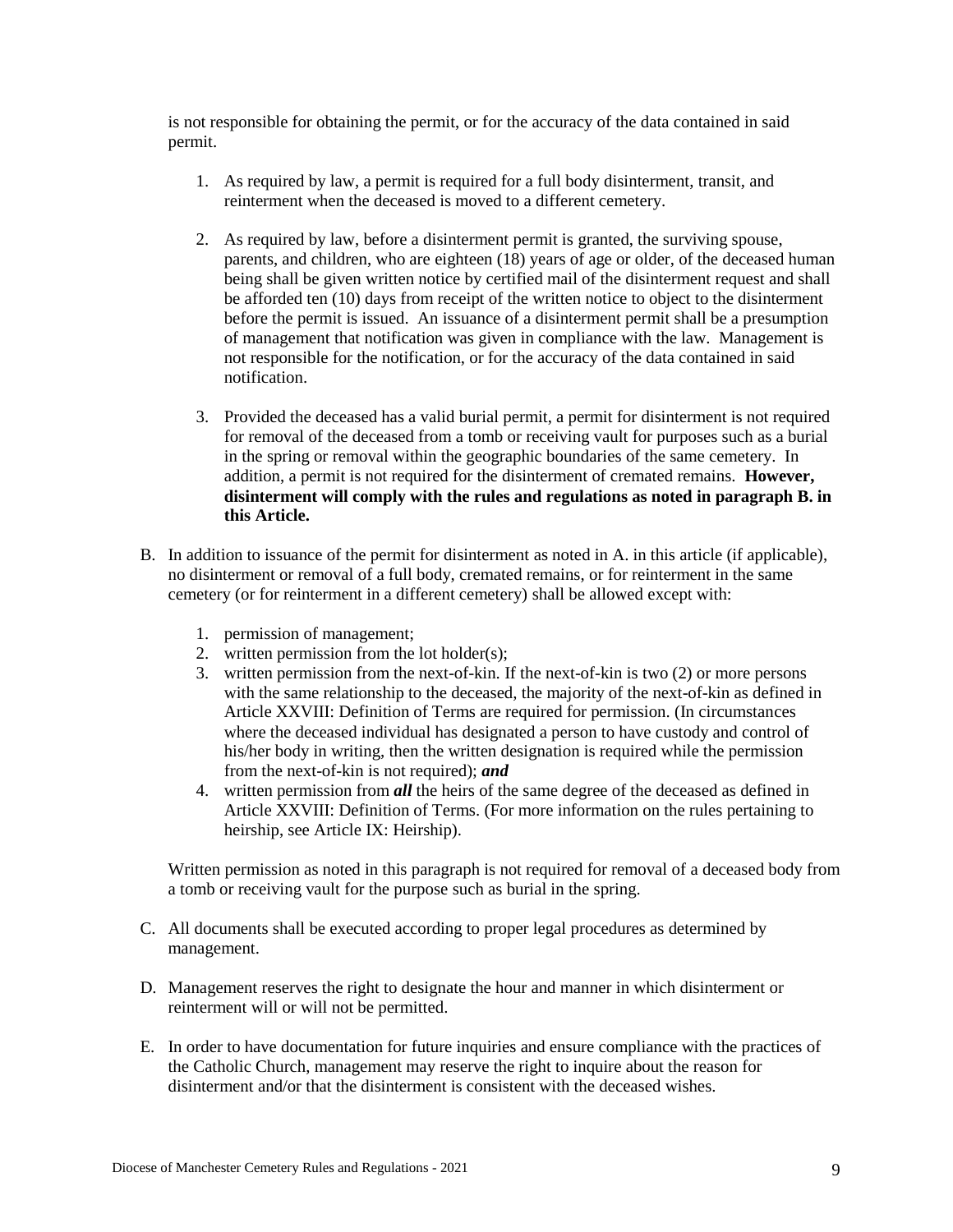is not responsible for obtaining the permit, or for the accuracy of the data contained in said permit.

1. As required by law, a permit is required for a full body disinterment, transit, and reinterment when the deceased is moved to a different cemetery.

2. As required by law, before a disinterment permit is granted, the surviving spouse, parents, and children, who are eighteen (18) years of age or older, of the deceased human being shall be given written notice by certified mail of the disinterment request and shall be afforded ten (10) days from receipt of the written notice to object to the disinterment before the permit is issued. An issuance of a disinterment permit shall be a presumption of management that notification was given in compliance with the law. Management is not responsible for the notification, or for the accuracy of the data contained in said notification.

3. Provided the deceased has a valid burial permit, a permit for disinterment is not required for removal of the deceased from a tomb or receiving vault for purposes such as a burial in the spring or removal within the geographic boundaries of the same cemetery. In addition, a permit is not required for the disinterment of cremated remains. **However, disinterment will comply with the rules and regulations as noted in paragraph B. in this Article.**

B. In addition to issuance of the permit for disinterment as noted in A. in this article (if applicable), no disinterment or removal of a full body, cremated remains, or for reinterment in the same cemetery (or for reinterment in a different cemetery) shall be allowed except with:

1. permission of management;
2. written permission from the lot holder(s);
3. written permission from the next-of-kin. If the next-of-kin is two (2) or more persons with the same relationship to the deceased, the majority of the next-of-kin as defined in Article XXVIII: Definition of Terms are required for permission. (In circumstances where the deceased individual has designated a person to have custody and control of his/her body in writing, then the written designation is required while the permission from the next-of-kin is not required); ***and***
4. written permission from ***all*** the heirs of the same degree of the deceased as defined in Article XXVIII: Definition of Terms. (For more information on the rules pertaining to heirship, see Article IX: Heirship).

Written permission as noted in this paragraph is not required for removal of a deceased body from a tomb or receiving vault for the purpose such as burial in the spring.

C. All documents shall be executed according to proper legal procedures as determined by management.

D. Management reserves the right to designate the hour and manner in which disinterment or reinterment will or will not be permitted.

E. In order to have documentation for future inquiries and ensure compliance with the practices of the Catholic Church, management may reserve the right to inquire about the reason for disinterment and/or that the disinterment is consistent with the deceased wishes.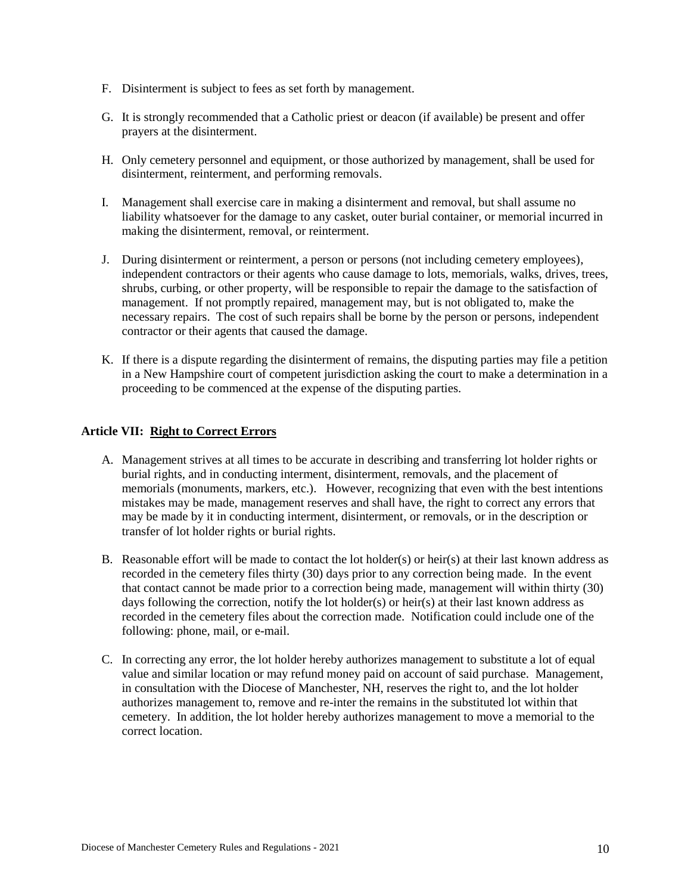F. Disinterment is subject to fees as set forth by management.

G. It is strongly recommended that a Catholic priest or deacon (if available) be present and offer prayers at the disinterment.

H. Only cemetery personnel and equipment, or those authorized by management, shall be used for disinterment, reinterment, and performing removals.

I. Management shall exercise care in making a disinterment and removal, but shall assume no liability whatsoever for the damage to any casket, outer burial container, or memorial incurred in making the disinterment, removal, or reinterment.

J. During disinterment or reinterment, a person or persons (not including cemetery employees), independent contractors or their agents who cause damage to lots, memorials, walks, drives, trees, shrubs, curbing, or other property, will be responsible to repair the damage to the satisfaction of management. If not promptly repaired, management may, but is not obligated to, make the necessary repairs. The cost of such repairs shall be borne by the person or persons, independent contractor or their agents that caused the damage.

K. If there is a dispute regarding the disinterment of remains, the disputing parties may file a petition in a New Hampshire court of competent jurisdiction asking the court to make a determination in a proceeding to be commenced at the expense of the disputing parties.

### Article VII: <u>Right to Correct Errors</u>

A. Management strives at all times to be accurate in describing and transferring lot holder rights or burial rights, and in conducting interment, disinterment, removals, and the placement of memorials (monuments, markers, etc.). However, recognizing that even with the best intentions mistakes may be made, management reserves and shall have, the right to correct any errors that may be made by it in conducting interment, disinterment, or removals, or in the description or transfer of lot holder rights or burial rights.

B. Reasonable effort will be made to contact the lot holder(s) or heir(s) at their last known address as recorded in the cemetery files thirty (30) days prior to any correction being made. In the event that contact cannot be made prior to a correction being made, management will within thirty (30) days following the correction, notify the lot holder(s) or heir(s) at their last known address as recorded in the cemetery files about the correction made. Notification could include one of the following: phone, mail, or e-mail.

C. In correcting any error, the lot holder hereby authorizes management to substitute a lot of equal value and similar location or may refund money paid on account of said purchase. Management, in consultation with the Diocese of Manchester, NH, reserves the right to, and the lot holder authorizes management to, remove and re-inter the remains in the substituted lot within that cemetery. In addition, the lot holder hereby authorizes management to move a memorial to the correct location.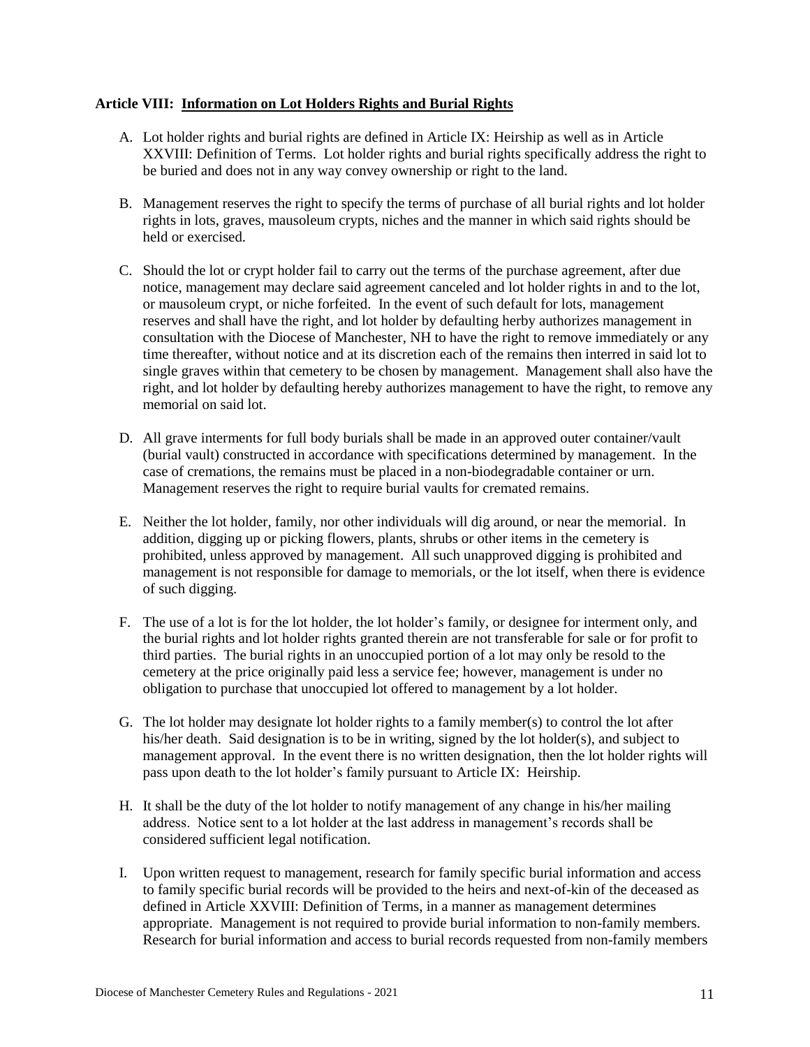**Article VIII: Information on Lot Holders Rights and Burial Rights**

A. Lot holder rights and burial rights are defined in Article IX: Heirship as well as in Article XXVIII: Definition of Terms. Lot holder rights and burial rights specifically address the right to be buried and does not in any way convey ownership or right to the land.

B. Management reserves the right to specify the terms of purchase of all burial rights and lot holder rights in lots, graves, mausoleum crypts, niches and the manner in which said rights should be held or exercised.

C. Should the lot or crypt holder fail to carry out the terms of the purchase agreement, after due notice, management may declare said agreement canceled and lot holder rights in and to the lot, or mausoleum crypt, or niche forfeited. In the event of such default for lots, management reserves and shall have the right, and lot holder by defaulting herby authorizes management in consultation with the Diocese of Manchester, NH to have the right to remove immediately or any time thereafter, without notice and at its discretion each of the remains then interred in said lot to single graves within that cemetery to be chosen by management. Management shall also have the right, and lot holder by defaulting hereby authorizes management to have the right, to remove any memorial on said lot.

D. All grave interments for full body burials shall be made in an approved outer container/vault (burial vault) constructed in accordance with specifications determined by management. In the case of cremations, the remains must be placed in a non-biodegradable container or urn. Management reserves the right to require burial vaults for cremated remains.

E. Neither the lot holder, family, nor other individuals will dig around, or near the memorial. In addition, digging up or picking flowers, plants, shrubs or other items in the cemetery is prohibited, unless approved by management. All such unapproved digging is prohibited and management is not responsible for damage to memorials, or the lot itself, when there is evidence of such digging.

F. The use of a lot is for the lot holder, the lot holder's family, or designee for interment only, and the burial rights and lot holder rights granted therein are not transferable for sale or for profit to third parties. The burial rights in an unoccupied portion of a lot may only be resold to the cemetery at the price originally paid less a service fee; however, management is under no obligation to purchase that unoccupied lot offered to management by a lot holder.

G. The lot holder may designate lot holder rights to a family member(s) to control the lot after his/her death. Said designation is to be in writing, signed by the lot holder(s), and subject to management approval. In the event there is no written designation, then the lot holder rights will pass upon death to the lot holder's family pursuant to Article IX: Heirship.

H. It shall be the duty of the lot holder to notify management of any change in his/her mailing address. Notice sent to a lot holder at the last address in management's records shall be considered sufficient legal notification.

I. Upon written request to management, research for family specific burial information and access to family specific burial records will be provided to the heirs and next-of-kin of the deceased as defined in Article XXVIII: Definition of Terms, in a manner as management determines appropriate. Management is not required to provide burial information to non-family members. Research for burial information and access to burial records requested from non-family members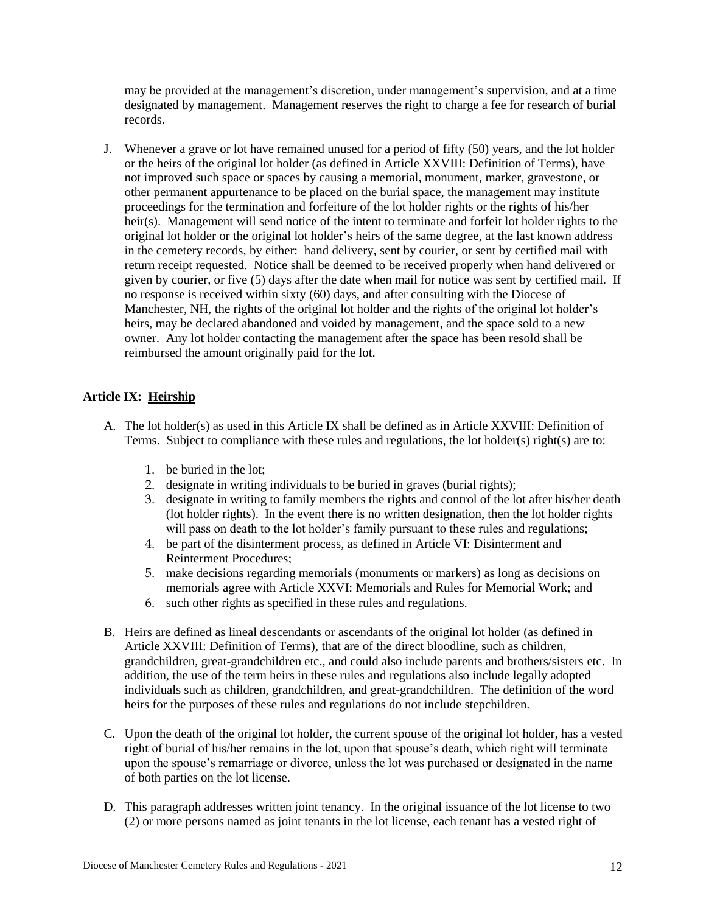may be provided at the management's discretion, under management's supervision, and at a time designated by management. Management reserves the right to charge a fee for research of burial records.

J. Whenever a grave or lot have remained unused for a period of fifty (50) years, and the lot holder or the heirs of the original lot holder (as defined in Article XXVIII: Definition of Terms), have not improved such space or spaces by causing a memorial, monument, marker, gravestone, or other permanent appurtenance to be placed on the burial space, the management may institute proceedings for the termination and forfeiture of the lot holder rights or the rights of his/her heir(s). Management will send notice of the intent to terminate and forfeit lot holder rights to the original lot holder or the original lot holder's heirs of the same degree, at the last known address in the cemetery records, by either: hand delivery, sent by courier, or sent by certified mail with return receipt requested. Notice shall be deemed to be received properly when hand delivered or given by courier, or five (5) days after the date when mail for notice was sent by certified mail. If no response is received within sixty (60) days, and after consulting with the Diocese of Manchester, NH, the rights of the original lot holder and the rights of the original lot holder's heirs, may be declared abandoned and voided by management, and the space sold to a new owner. Any lot holder contacting the management after the space has been resold shall be reimbursed the amount originally paid for the lot.

## Article IX: <u>Heirship</u>

A. The lot holder(s) as used in this Article IX shall be defined as in Article XXVIII: Definition of Terms. Subject to compliance with these rules and regulations, the lot holder(s) right(s) are to:

   1. be buried in the lot;
   2. designate in writing individuals to be buried in graves (burial rights);
   3. designate in writing to family members the rights and control of the lot after his/her death (lot holder rights). In the event there is no written designation, then the lot holder rights will pass on death to the lot holder's family pursuant to these rules and regulations;
   4. be part of the disinterment process, as defined in Article VI: Disinterment and Reinterment Procedures;
   5. make decisions regarding memorials (monuments or markers) as long as decisions on memorials agree with Article XXVI: Memorials and Rules for Memorial Work; and
   6. such other rights as specified in these rules and regulations.

B. Heirs are defined as lineal descendants or ascendants of the original lot holder (as defined in Article XXVIII: Definition of Terms), that are of the direct bloodline, such as children, grandchildren, great-grandchildren etc., and could also include parents and brothers/sisters etc. In addition, the use of the term heirs in these rules and regulations also include legally adopted individuals such as children, grandchildren, and great-grandchildren. The definition of the word heirs for the purposes of these rules and regulations do not include stepchildren.

C. Upon the death of the original lot holder, the current spouse of the original lot holder, has a vested right of burial of his/her remains in the lot, upon that spouse's death, which right will terminate upon the spouse's remarriage or divorce, unless the lot was purchased or designated in the name of both parties on the lot license.

D. This paragraph addresses written joint tenancy. In the original issuance of the lot license to two (2) or more persons named as joint tenants in the lot license, each tenant has a vested right of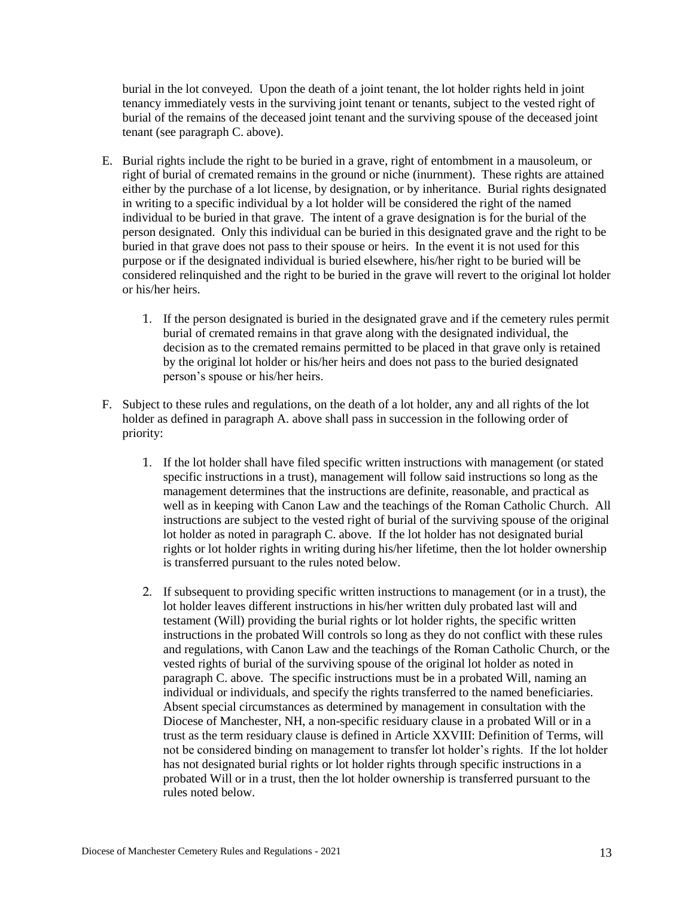burial in the lot conveyed. Upon the death of a joint tenant, the lot holder rights held in joint tenancy immediately vests in the surviving joint tenant or tenants, subject to the vested right of burial of the remains of the deceased joint tenant and the surviving spouse of the deceased joint tenant (see paragraph C. above).

E. Burial rights include the right to be buried in a grave, right of entombment in a mausoleum, or right of burial of cremated remains in the ground or niche (inurnment). These rights are attained either by the purchase of a lot license, by designation, or by inheritance. Burial rights designated in writing to a specific individual by a lot holder will be considered the right of the named individual to be buried in that grave. The intent of a grave designation is for the burial of the person designated. Only this individual can be buried in this designated grave and the right to be buried in that grave does not pass to their spouse or heirs. In the event it is not used for this purpose or if the designated individual is buried elsewhere, his/her right to be buried will be considered relinquished and the right to be buried in the grave will revert to the original lot holder or his/her heirs.

    1. If the person designated is buried in the designated grave and if the cemetery rules permit burial of cremated remains in that grave along with the designated individual, the decision as to the cremated remains permitted to be placed in that grave only is retained by the original lot holder or his/her heirs and does not pass to the buried designated person's spouse or his/her heirs.

F. Subject to these rules and regulations, on the death of a lot holder, any and all rights of the lot holder as defined in paragraph A. above shall pass in succession in the following order of priority:

    1. If the lot holder shall have filed specific written instructions with management (or stated specific instructions in a trust), management will follow said instructions so long as the management determines that the instructions are definite, reasonable, and practical as well as in keeping with Canon Law and the teachings of the Roman Catholic Church. All instructions are subject to the vested right of burial of the surviving spouse of the original lot holder as noted in paragraph C. above. If the lot holder has not designated burial rights or lot holder rights in writing during his/her lifetime, then the lot holder ownership is transferred pursuant to the rules noted below.

    2. If subsequent to providing specific written instructions to management (or in a trust), the lot holder leaves different instructions in his/her written duly probated last will and testament (Will) providing the burial rights or lot holder rights, the specific written instructions in the probated Will controls so long as they do not conflict with these rules and regulations, with Canon Law and the teachings of the Roman Catholic Church, or the vested rights of burial of the surviving spouse of the original lot holder as noted in paragraph C. above. The specific instructions must be in a probated Will, naming an individual or individuals, and specify the rights transferred to the named beneficiaries. Absent special circumstances as determined by management in consultation with the Diocese of Manchester, NH, a non-specific residuary clause in a probated Will or in a trust as the term residuary clause is defined in Article XXVIII: Definition of Terms, will not be considered binding on management to transfer lot holder's rights. If the lot holder has not designated burial rights or lot holder rights through specific instructions in a probated Will or in a trust, then the lot holder ownership is transferred pursuant to the rules noted below.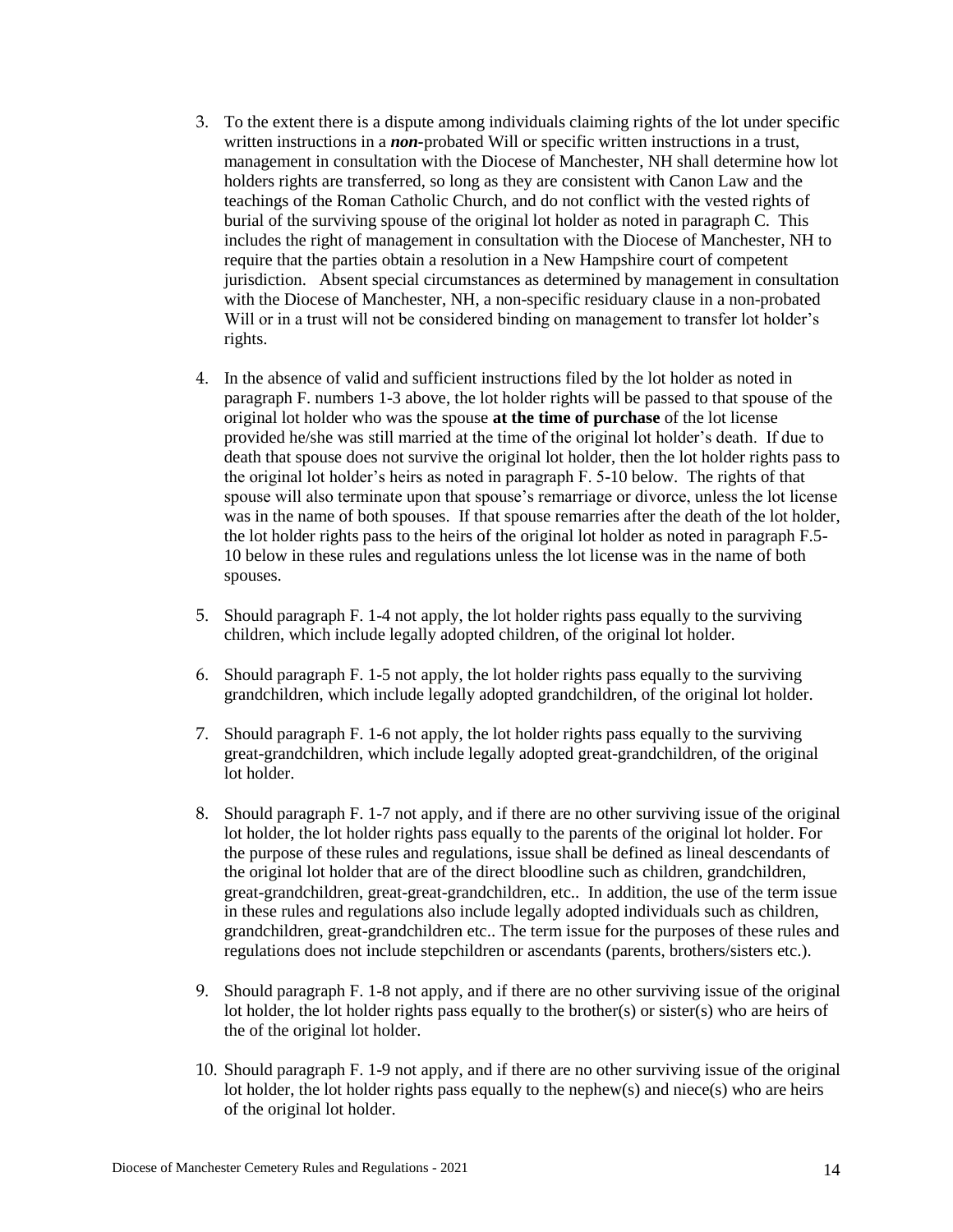3. To the extent there is a dispute among individuals claiming rights of the lot under specific written instructions in a ***non***-probated Will or specific written instructions in a trust, management in consultation with the Diocese of Manchester, NH shall determine how lot holders rights are transferred, so long as they are consistent with Canon Law and the teachings of the Roman Catholic Church, and do not conflict with the vested rights of burial of the surviving spouse of the original lot holder as noted in paragraph C. This includes the right of management in consultation with the Diocese of Manchester, NH to require that the parties obtain a resolution in a New Hampshire court of competent jurisdiction. Absent special circumstances as determined by management in consultation with the Diocese of Manchester, NH, a non-specific residuary clause in a non-probated Will or in a trust will not be considered binding on management to transfer lot holder's rights.

4. In the absence of valid and sufficient instructions filed by the lot holder as noted in paragraph F. numbers 1-3 above, the lot holder rights will be passed to that spouse of the original lot holder who was the spouse **at the time of purchase** of the lot license provided he/she was still married at the time of the original lot holder's death. If due to death that spouse does not survive the original lot holder, then the lot holder rights pass to the original lot holder's heirs as noted in paragraph F. 5-10 below. The rights of that spouse will also terminate upon that spouse's remarriage or divorce, unless the lot license was in the name of both spouses. If that spouse remarries after the death of the lot holder, the lot holder rights pass to the heirs of the original lot holder as noted in paragraph F.5-10 below in these rules and regulations unless the lot license was in the name of both spouses.

5. Should paragraph F. 1-4 not apply, the lot holder rights pass equally to the surviving children, which include legally adopted children, of the original lot holder.

6. Should paragraph F. 1-5 not apply, the lot holder rights pass equally to the surviving grandchildren, which include legally adopted grandchildren, of the original lot holder.

7. Should paragraph F. 1-6 not apply, the lot holder rights pass equally to the surviving great-grandchildren, which include legally adopted great-grandchildren, of the original lot holder.

8. Should paragraph F. 1-7 not apply, and if there are no other surviving issue of the original lot holder, the lot holder rights pass equally to the parents of the original lot holder. For the purpose of these rules and regulations, issue shall be defined as lineal descendants of the original lot holder that are of the direct bloodline such as children, grandchildren, great-grandchildren, great-great-grandchildren, etc.. In addition, the use of the term issue in these rules and regulations also include legally adopted individuals such as children, grandchildren, great-grandchildren etc.. The term issue for the purposes of these rules and regulations does not include stepchildren or ascendants (parents, brothers/sisters etc.).

9. Should paragraph F. 1-8 not apply, and if there are no other surviving issue of the original lot holder, the lot holder rights pass equally to the brother(s) or sister(s) who are heirs of the of the original lot holder.

10. Should paragraph F. 1-9 not apply, and if there are no other surviving issue of the original lot holder, the lot holder rights pass equally to the nephew(s) and niece(s) who are heirs of the original lot holder.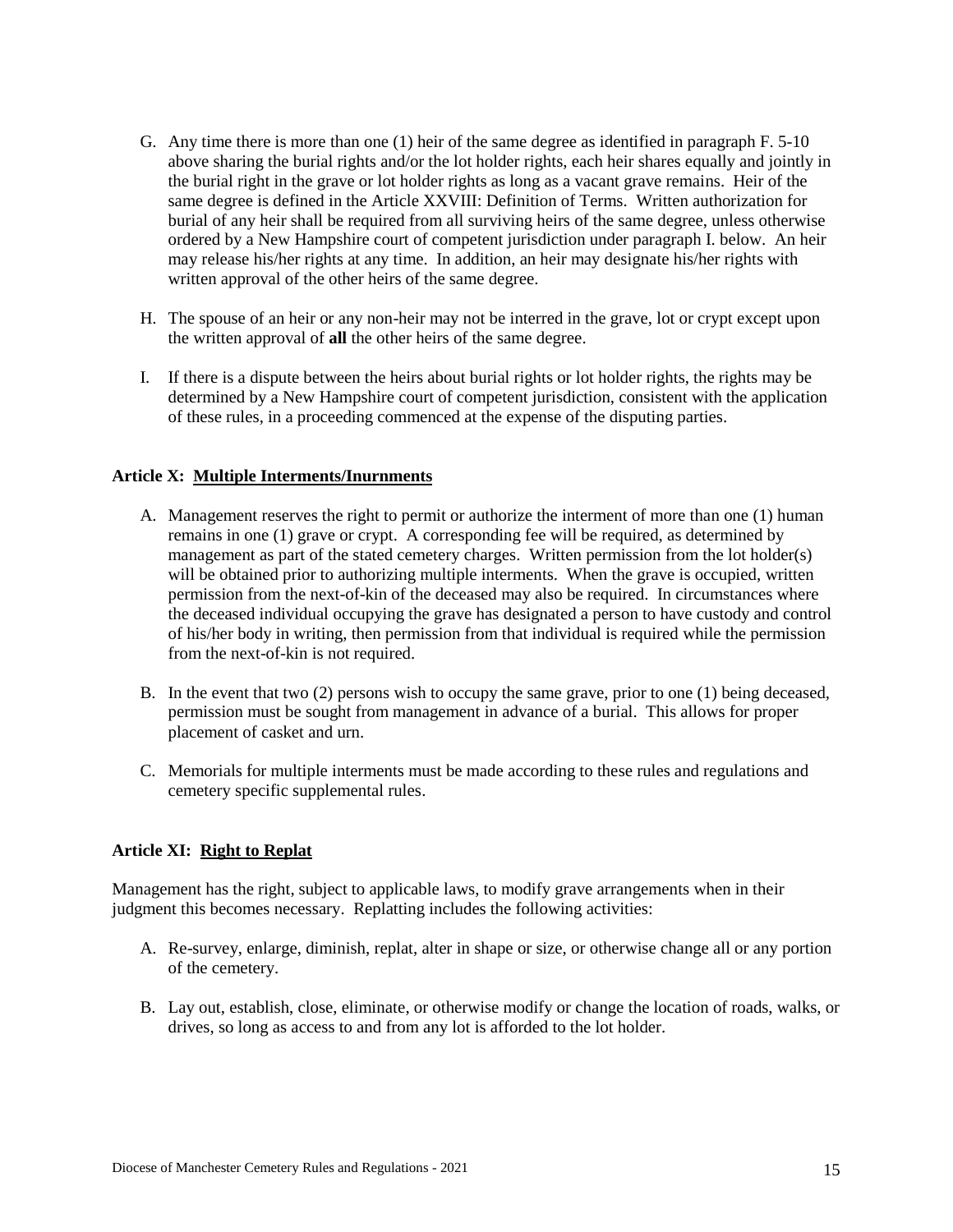G. Any time there is more than one (1) heir of the same degree as identified in paragraph F. 5-10 above sharing the burial rights and/or the lot holder rights, each heir shares equally and jointly in the burial right in the grave or lot holder rights as long as a vacant grave remains. Heir of the same degree is defined in the Article XXVIII: Definition of Terms. Written authorization for burial of any heir shall be required from all surviving heirs of the same degree, unless otherwise ordered by a New Hampshire court of competent jurisdiction under paragraph I. below. An heir may release his/her rights at any time. In addition, an heir may designate his/her rights with written approval of the other heirs of the same degree.

H. The spouse of an heir or any non-heir may not be interred in the grave, lot or crypt except upon the written approval of **all** the other heirs of the same degree.

I. If there is a dispute between the heirs about burial rights or lot holder rights, the rights may be determined by a New Hampshire court of competent jurisdiction, consistent with the application of these rules, in a proceeding commenced at the expense of the disputing parties.

**Article X: Multiple Interments/Inurnments**

A. Management reserves the right to permit or authorize the interment of more than one (1) human remains in one (1) grave or crypt. A corresponding fee will be required, as determined by management as part of the stated cemetery charges. Written permission from the lot holder(s) will be obtained prior to authorizing multiple interments. When the grave is occupied, written permission from the next-of-kin of the deceased may also be required. In circumstances where the deceased individual occupying the grave has designated a person to have custody and control of his/her body in writing, then permission from that individual is required while the permission from the next-of-kin is not required.

B. In the event that two (2) persons wish to occupy the same grave, prior to one (1) being deceased, permission must be sought from management in advance of a burial. This allows for proper placement of casket and urn.

C. Memorials for multiple interments must be made according to these rules and regulations and cemetery specific supplemental rules.

**Article XI: Right to Replat**

Management has the right, subject to applicable laws, to modify grave arrangements when in their judgment this becomes necessary. Replatting includes the following activities:

A. Re-survey, enlarge, diminish, replat, alter in shape or size, or otherwise change all or any portion of the cemetery.

B. Lay out, establish, close, eliminate, or otherwise modify or change the location of roads, walks, or drives, so long as access to and from any lot is afforded to the lot holder.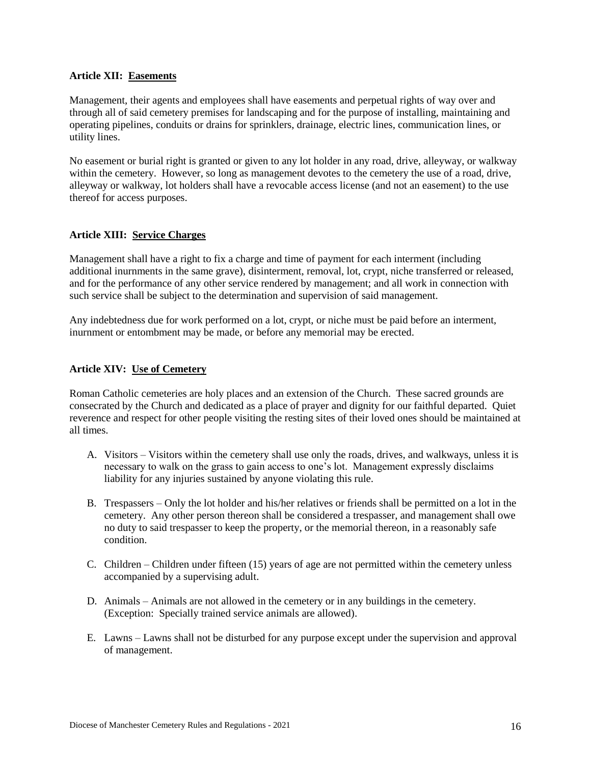### Article XII: Easements

Management, their agents and employees shall have easements and perpetual rights of way over and through all of said cemetery premises for landscaping and for the purpose of installing, maintaining and operating pipelines, conduits or drains for sprinklers, drainage, electric lines, communication lines, or utility lines.

No easement or burial right is granted or given to any lot holder in any road, drive, alleyway, or walkway within the cemetery. However, so long as management devotes to the cemetery the use of a road, drive, alleyway or walkway, lot holders shall have a revocable access license (and not an easement) to the use thereof for access purposes.

### Article XIII: Service Charges

Management shall have a right to fix a charge and time of payment for each interment (including additional inurnments in the same grave), disinterment, removal, lot, crypt, niche transferred or released, and for the performance of any other service rendered by management; and all work in connection with such service shall be subject to the determination and supervision of said management.

Any indebtedness due for work performed on a lot, crypt, or niche must be paid before an interment, inurnment or entombment may be made, or before any memorial may be erected.

### Article XIV: Use of Cemetery

Roman Catholic cemeteries are holy places and an extension of the Church. These sacred grounds are consecrated by the Church and dedicated as a place of prayer and dignity for our faithful departed. Quiet reverence and respect for other people visiting the resting sites of their loved ones should be maintained at all times.

A. Visitors – Visitors within the cemetery shall use only the roads, drives, and walkways, unless it is necessary to walk on the grass to gain access to one's lot. Management expressly disclaims liability for any injuries sustained by anyone violating this rule.

B. Trespassers – Only the lot holder and his/her relatives or friends shall be permitted on a lot in the cemetery. Any other person thereon shall be considered a trespasser, and management shall owe no duty to said trespasser to keep the property, or the memorial thereon, in a reasonably safe condition.

C. Children – Children under fifteen (15) years of age are not permitted within the cemetery unless accompanied by a supervising adult.

D. Animals – Animals are not allowed in the cemetery or in any buildings in the cemetery. (Exception: Specially trained service animals are allowed).

E. Lawns – Lawns shall not be disturbed for any purpose except under the supervision and approval of management.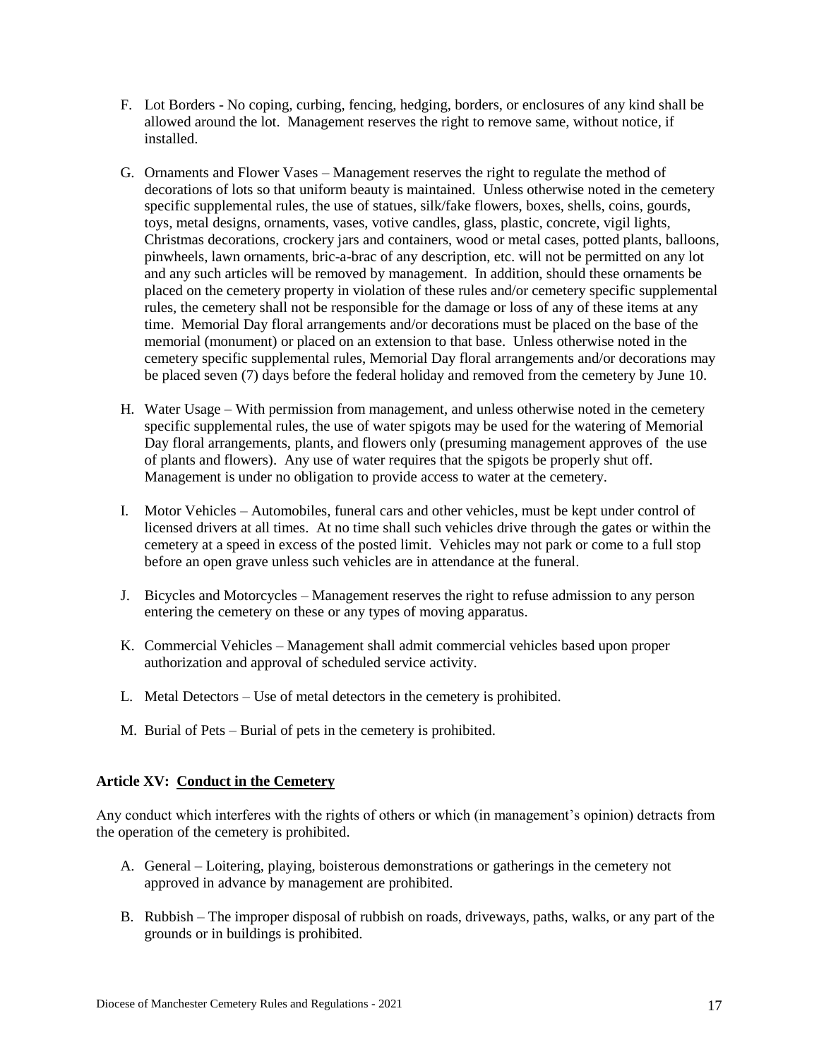F. Lot Borders - No coping, curbing, fencing, hedging, borders, or enclosures of any kind shall be allowed around the lot. Management reserves the right to remove same, without notice, if installed.

G. Ornaments and Flower Vases – Management reserves the right to regulate the method of decorations of lots so that uniform beauty is maintained. Unless otherwise noted in the cemetery specific supplemental rules, the use of statues, silk/fake flowers, boxes, shells, coins, gourds, toys, metal designs, ornaments, vases, votive candles, glass, plastic, concrete, vigil lights, Christmas decorations, crockery jars and containers, wood or metal cases, potted plants, balloons, pinwheels, lawn ornaments, bric-a-brac of any description, etc. will not be permitted on any lot and any such articles will be removed by management. In addition, should these ornaments be placed on the cemetery property in violation of these rules and/or cemetery specific supplemental rules, the cemetery shall not be responsible for the damage or loss of any of these items at any time. Memorial Day floral arrangements and/or decorations must be placed on the base of the memorial (monument) or placed on an extension to that base. Unless otherwise noted in the cemetery specific supplemental rules, Memorial Day floral arrangements and/or decorations may be placed seven (7) days before the federal holiday and removed from the cemetery by June 10.

H. Water Usage – With permission from management, and unless otherwise noted in the cemetery specific supplemental rules, the use of water spigots may be used for the watering of Memorial Day floral arrangements, plants, and flowers only (presuming management approves of the use of plants and flowers). Any use of water requires that the spigots be properly shut off. Management is under no obligation to provide access to water at the cemetery.

I. Motor Vehicles – Automobiles, funeral cars and other vehicles, must be kept under control of licensed drivers at all times. At no time shall such vehicles drive through the gates or within the cemetery at a speed in excess of the posted limit. Vehicles may not park or come to a full stop before an open grave unless such vehicles are in attendance at the funeral.

J. Bicycles and Motorcycles – Management reserves the right to refuse admission to any person entering the cemetery on these or any types of moving apparatus.

K. Commercial Vehicles – Management shall admit commercial vehicles based upon proper authorization and approval of scheduled service activity.

L. Metal Detectors – Use of metal detectors in the cemetery is prohibited.

M. Burial of Pets – Burial of pets in the cemetery is prohibited.

## Article XV: Conduct in the Cemetery

Any conduct which interferes with the rights of others or which (in management's opinion) detracts from the operation of the cemetery is prohibited.

A. General – Loitering, playing, boisterous demonstrations or gatherings in the cemetery not approved in advance by management are prohibited.

B. Rubbish – The improper disposal of rubbish on roads, driveways, paths, walks, or any part of the grounds or in buildings is prohibited.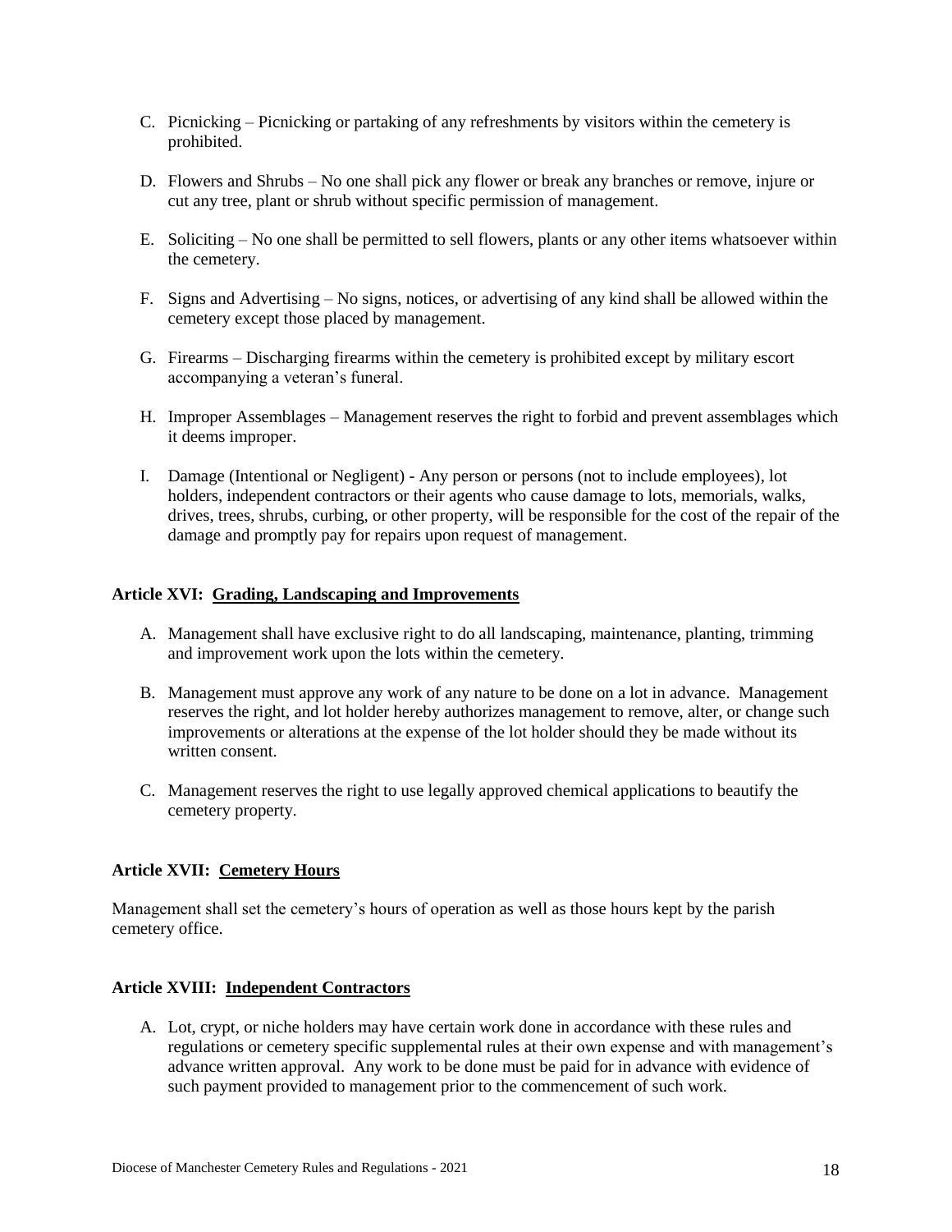C. Picnicking – Picnicking or partaking of any refreshments by visitors within the cemetery is prohibited.

D. Flowers and Shrubs – No one shall pick any flower or break any branches or remove, injure or cut any tree, plant or shrub without specific permission of management.

E. Soliciting – No one shall be permitted to sell flowers, plants or any other items whatsoever within the cemetery.

F. Signs and Advertising – No signs, notices, or advertising of any kind shall be allowed within the cemetery except those placed by management.

G. Firearms – Discharging firearms within the cemetery is prohibited except by military escort accompanying a veteran's funeral.

H. Improper Assemblages – Management reserves the right to forbid and prevent assemblages which it deems improper.

I. Damage (Intentional or Negligent) - Any person or persons (not to include employees), lot holders, independent contractors or their agents who cause damage to lots, memorials, walks, drives, trees, shrubs, curbing, or other property, will be responsible for the cost of the repair of the damage and promptly pay for repairs upon request of management.

## Article XVI: Grading, Landscaping and Improvements

A. Management shall have exclusive right to do all landscaping, maintenance, planting, trimming and improvement work upon the lots within the cemetery.

B. Management must approve any work of any nature to be done on a lot in advance. Management reserves the right, and lot holder hereby authorizes management to remove, alter, or change such improvements or alterations at the expense of the lot holder should they be made without its written consent.

C. Management reserves the right to use legally approved chemical applications to beautify the cemetery property.

## Article XVII: Cemetery Hours

Management shall set the cemetery's hours of operation as well as those hours kept by the parish cemetery office.

## Article XVIII: Independent Contractors

A. Lot, crypt, or niche holders may have certain work done in accordance with these rules and regulations or cemetery specific supplemental rules at their own expense and with management's advance written approval. Any work to be done must be paid for in advance with evidence of such payment provided to management prior to the commencement of such work.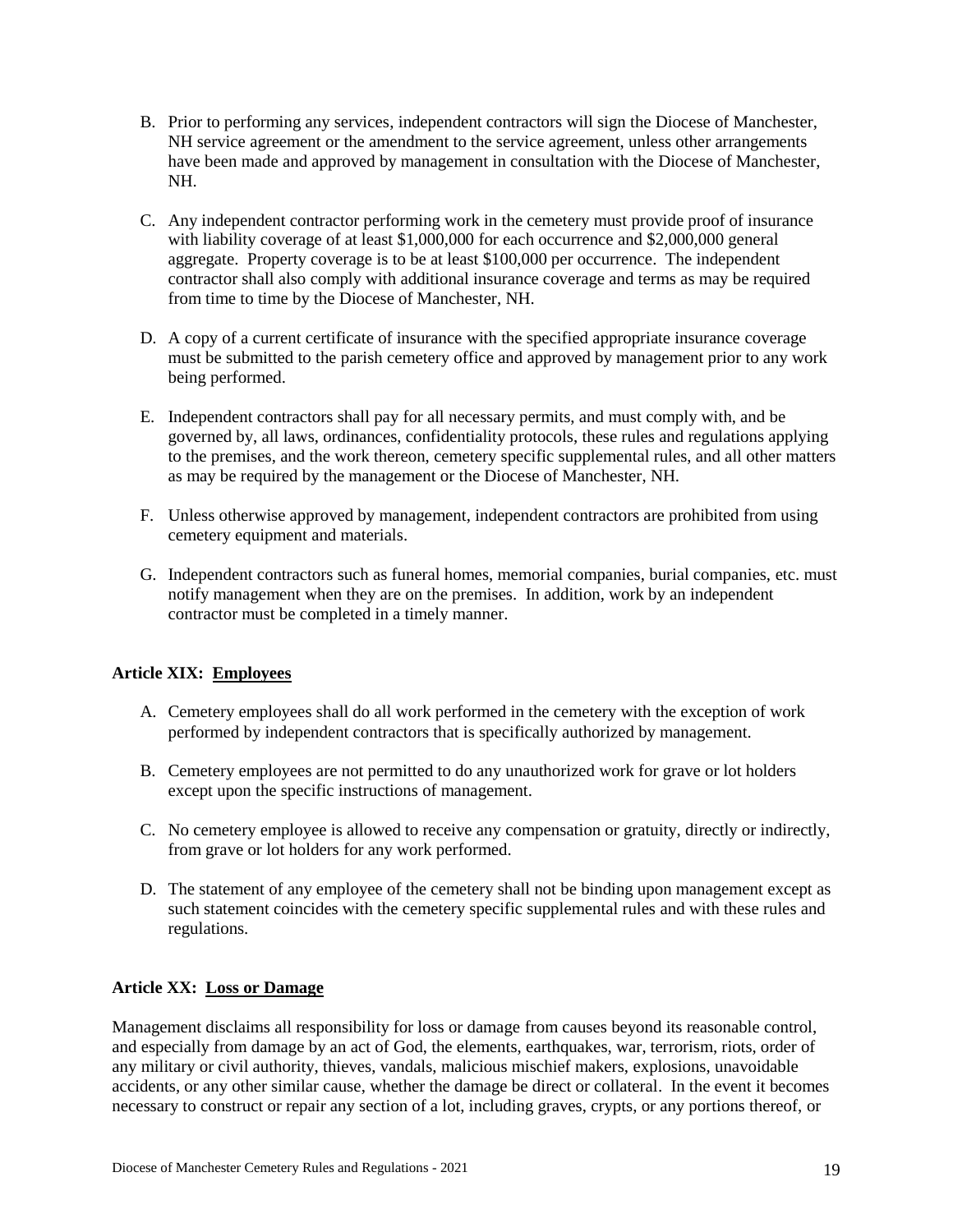B. Prior to performing any services, independent contractors will sign the Diocese of Manchester, NH service agreement or the amendment to the service agreement, unless other arrangements have been made and approved by management in consultation with the Diocese of Manchester, NH.

C. Any independent contractor performing work in the cemetery must provide proof of insurance with liability coverage of at least $1,000,000 for each occurrence and $2,000,000 general aggregate. Property coverage is to be at least $100,000 per occurrence. The independent contractor shall also comply with additional insurance coverage and terms as may be required from time to time by the Diocese of Manchester, NH.

D. A copy of a current certificate of insurance with the specified appropriate insurance coverage must be submitted to the parish cemetery office and approved by management prior to any work being performed.

E. Independent contractors shall pay for all necessary permits, and must comply with, and be governed by, all laws, ordinances, confidentiality protocols, these rules and regulations applying to the premises, and the work thereon, cemetery specific supplemental rules, and all other matters as may be required by the management or the Diocese of Manchester, NH.

F. Unless otherwise approved by management, independent contractors are prohibited from using cemetery equipment and materials.

G. Independent contractors such as funeral homes, memorial companies, burial companies, etc. must notify management when they are on the premises. In addition, work by an independent contractor must be completed in a timely manner.

### Article XIX: Employees

A. Cemetery employees shall do all work performed in the cemetery with the exception of work performed by independent contractors that is specifically authorized by management.

B. Cemetery employees are not permitted to do any unauthorized work for grave or lot holders except upon the specific instructions of management.

C. No cemetery employee is allowed to receive any compensation or gratuity, directly or indirectly, from grave or lot holders for any work performed.

D. The statement of any employee of the cemetery shall not be binding upon management except as such statement coincides with the cemetery specific supplemental rules and with these rules and regulations.

### Article XX: Loss or Damage

Management disclaims all responsibility for loss or damage from causes beyond its reasonable control, and especially from damage by an act of God, the elements, earthquakes, war, terrorism, riots, order of any military or civil authority, thieves, vandals, malicious mischief makers, explosions, unavoidable accidents, or any other similar cause, whether the damage be direct or collateral. In the event it becomes necessary to construct or repair any section of a lot, including graves, crypts, or any portions thereof, or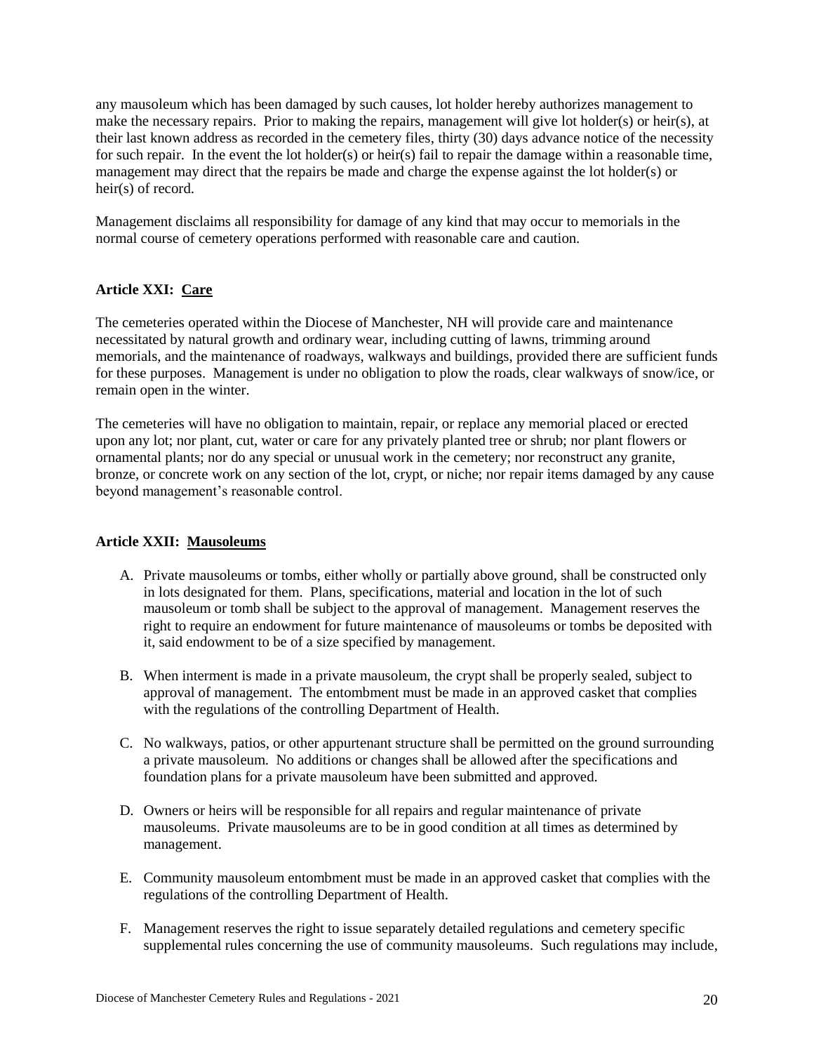any mausoleum which has been damaged by such causes, lot holder hereby authorizes management to make the necessary repairs. Prior to making the repairs, management will give lot holder(s) or heir(s), at their last known address as recorded in the cemetery files, thirty (30) days advance notice of the necessity for such repair. In the event the lot holder(s) or heir(s) fail to repair the damage within a reasonable time, management may direct that the repairs be made and charge the expense against the lot holder(s) or heir(s) of record.

Management disclaims all responsibility for damage of any kind that may occur to memorials in the normal course of cemetery operations performed with reasonable care and caution.

### Article XXI: <u>Care</u>

The cemeteries operated within the Diocese of Manchester, NH will provide care and maintenance necessitated by natural growth and ordinary wear, including cutting of lawns, trimming around memorials, and the maintenance of roadways, walkways and buildings, provided there are sufficient funds for these purposes. Management is under no obligation to plow the roads, clear walkways of snow/ice, or remain open in the winter.

The cemeteries will have no obligation to maintain, repair, or replace any memorial placed or erected upon any lot; nor plant, cut, water or care for any privately planted tree or shrub; nor plant flowers or ornamental plants; nor do any special or unusual work in the cemetery; nor reconstruct any granite, bronze, or concrete work on any section of the lot, crypt, or niche; nor repair items damaged by any cause beyond management's reasonable control.

### Article XXII: <u>Mausoleums</u>

A. Private mausoleums or tombs, either wholly or partially above ground, shall be constructed only in lots designated for them. Plans, specifications, material and location in the lot of such mausoleum or tomb shall be subject to the approval of management. Management reserves the right to require an endowment for future maintenance of mausoleums or tombs be deposited with it, said endowment to be of a size specified by management.

B. When interment is made in a private mausoleum, the crypt shall be properly sealed, subject to approval of management. The entombment must be made in an approved casket that complies with the regulations of the controlling Department of Health.

C. No walkways, patios, or other appurtenant structure shall be permitted on the ground surrounding a private mausoleum. No additions or changes shall be allowed after the specifications and foundation plans for a private mausoleum have been submitted and approved.

D. Owners or heirs will be responsible for all repairs and regular maintenance of private mausoleums. Private mausoleums are to be in good condition at all times as determined by management.

E. Community mausoleum entombment must be made in an approved casket that complies with the regulations of the controlling Department of Health.

F. Management reserves the right to issue separately detailed regulations and cemetery specific supplemental rules concerning the use of community mausoleums. Such regulations may include,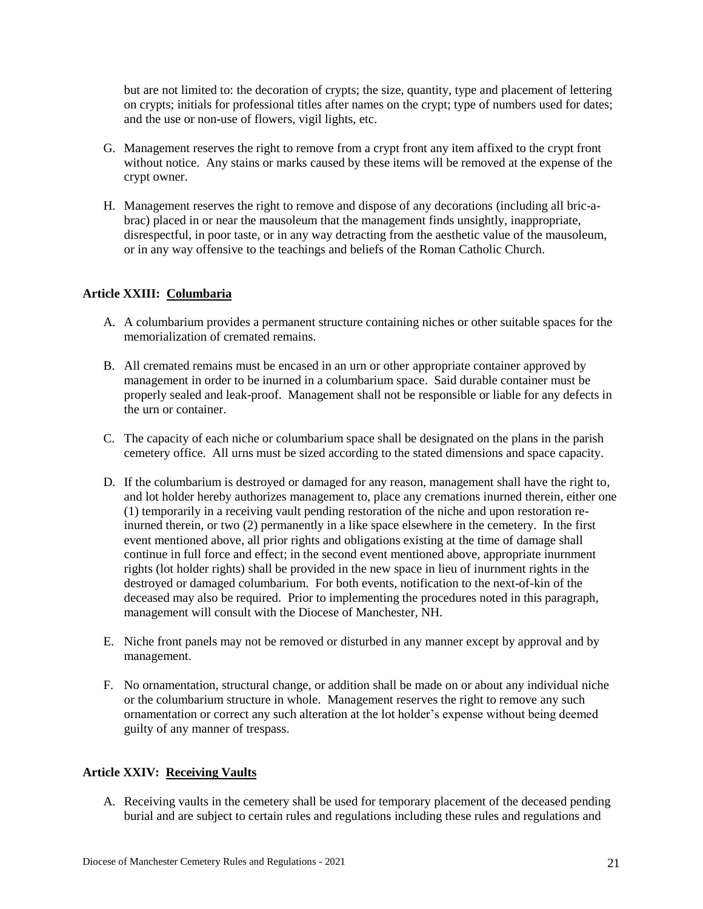but are not limited to: the decoration of crypts; the size, quantity, type and placement of lettering on crypts; initials for professional titles after names on the crypt; type of numbers used for dates; and the use or non-use of flowers, vigil lights, etc.

G. Management reserves the right to remove from a crypt front any item affixed to the crypt front without notice. Any stains or marks caused by these items will be removed at the expense of the crypt owner.

H. Management reserves the right to remove and dispose of any decorations (including all bric-a-brac) placed in or near the mausoleum that the management finds unsightly, inappropriate, disrespectful, in poor taste, or in any way detracting from the aesthetic value of the mausoleum, or in any way offensive to the teachings and beliefs of the Roman Catholic Church.

### Article XXIII: Columbaria

A. A columbarium provides a permanent structure containing niches or other suitable spaces for the memorialization of cremated remains.

B. All cremated remains must be encased in an urn or other appropriate container approved by management in order to be inurned in a columbarium space. Said durable container must be properly sealed and leak-proof. Management shall not be responsible or liable for any defects in the urn or container.

C. The capacity of each niche or columbarium space shall be designated on the plans in the parish cemetery office. All urns must be sized according to the stated dimensions and space capacity.

D. If the columbarium is destroyed or damaged for any reason, management shall have the right to, and lot holder hereby authorizes management to, place any cremations inurned therein, either one (1) temporarily in a receiving vault pending restoration of the niche and upon restoration re-inurned therein, or two (2) permanently in a like space elsewhere in the cemetery. In the first event mentioned above, all prior rights and obligations existing at the time of damage shall continue in full force and effect; in the second event mentioned above, appropriate inurnment rights (lot holder rights) shall be provided in the new space in lieu of inurnment rights in the destroyed or damaged columbarium. For both events, notification to the next-of-kin of the deceased may also be required. Prior to implementing the procedures noted in this paragraph, management will consult with the Diocese of Manchester, NH.

E. Niche front panels may not be removed or disturbed in any manner except by approval and by management.

F. No ornamentation, structural change, or addition shall be made on or about any individual niche or the columbarium structure in whole. Management reserves the right to remove any such ornamentation or correct any such alteration at the lot holder's expense without being deemed guilty of any manner of trespass.

### Article XXIV: Receiving Vaults

A. Receiving vaults in the cemetery shall be used for temporary placement of the deceased pending burial and are subject to certain rules and regulations including these rules and regulations and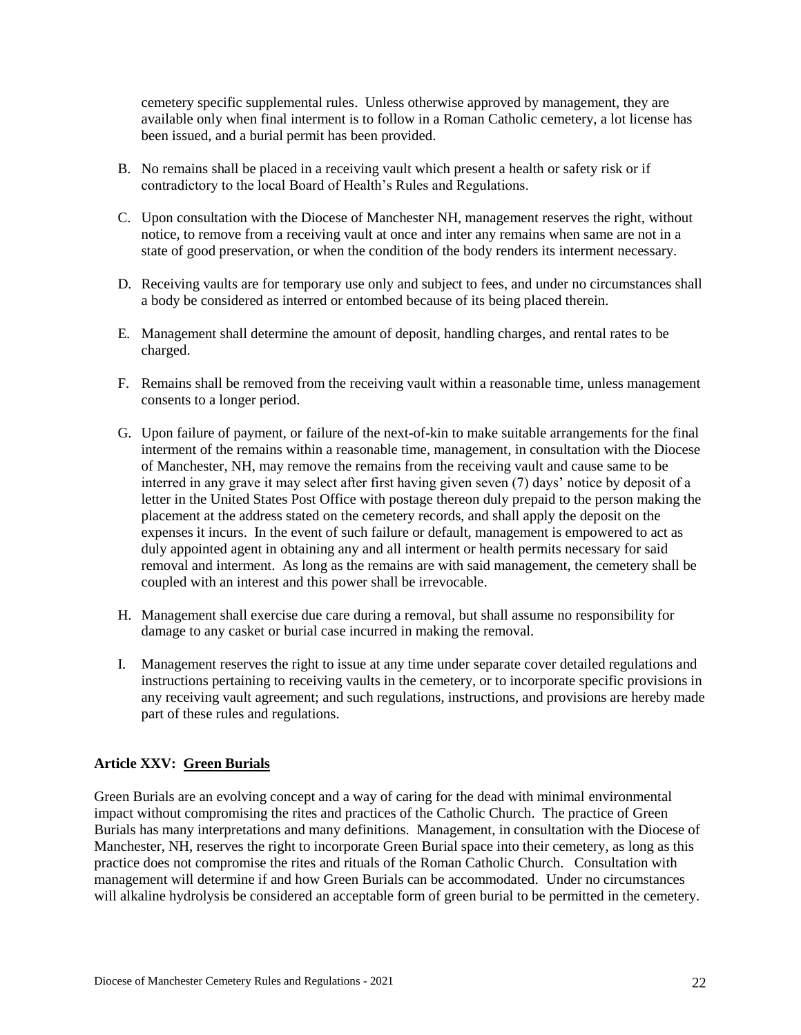cemetery specific supplemental rules. Unless otherwise approved by management, they are available only when final interment is to follow in a Roman Catholic cemetery, a lot license has been issued, and a burial permit has been provided.

B. No remains shall be placed in a receiving vault which present a health or safety risk or if contradictory to the local Board of Health's Rules and Regulations.

C. Upon consultation with the Diocese of Manchester NH, management reserves the right, without notice, to remove from a receiving vault at once and inter any remains when same are not in a state of good preservation, or when the condition of the body renders its interment necessary.

D. Receiving vaults are for temporary use only and subject to fees, and under no circumstances shall a body be considered as interred or entombed because of its being placed therein.

E. Management shall determine the amount of deposit, handling charges, and rental rates to be charged.

F. Remains shall be removed from the receiving vault within a reasonable time, unless management consents to a longer period.

G. Upon failure of payment, or failure of the next-of-kin to make suitable arrangements for the final interment of the remains within a reasonable time, management, in consultation with the Diocese of Manchester, NH, may remove the remains from the receiving vault and cause same to be interred in any grave it may select after first having given seven (7) days' notice by deposit of a letter in the United States Post Office with postage thereon duly prepaid to the person making the placement at the address stated on the cemetery records, and shall apply the deposit on the expenses it incurs. In the event of such failure or default, management is empowered to act as duly appointed agent in obtaining any and all interment or health permits necessary for said removal and interment. As long as the remains are with said management, the cemetery shall be coupled with an interest and this power shall be irrevocable.

H. Management shall exercise due care during a removal, but shall assume no responsibility for damage to any casket or burial case incurred in making the removal.

I. Management reserves the right to issue at any time under separate cover detailed regulations and instructions pertaining to receiving vaults in the cemetery, or to incorporate specific provisions in any receiving vault agreement; and such regulations, instructions, and provisions are hereby made part of these rules and regulations.

## Article XXV: Green Burials

Green Burials are an evolving concept and a way of caring for the dead with minimal environmental impact without compromising the rites and practices of the Catholic Church. The practice of Green Burials has many interpretations and many definitions. Management, in consultation with the Diocese of Manchester, NH, reserves the right to incorporate Green Burial space into their cemetery, as long as this practice does not compromise the rites and rituals of the Roman Catholic Church. Consultation with management will determine if and how Green Burials can be accommodated. Under no circumstances will alkaline hydrolysis be considered an acceptable form of green burial to be permitted in the cemetery.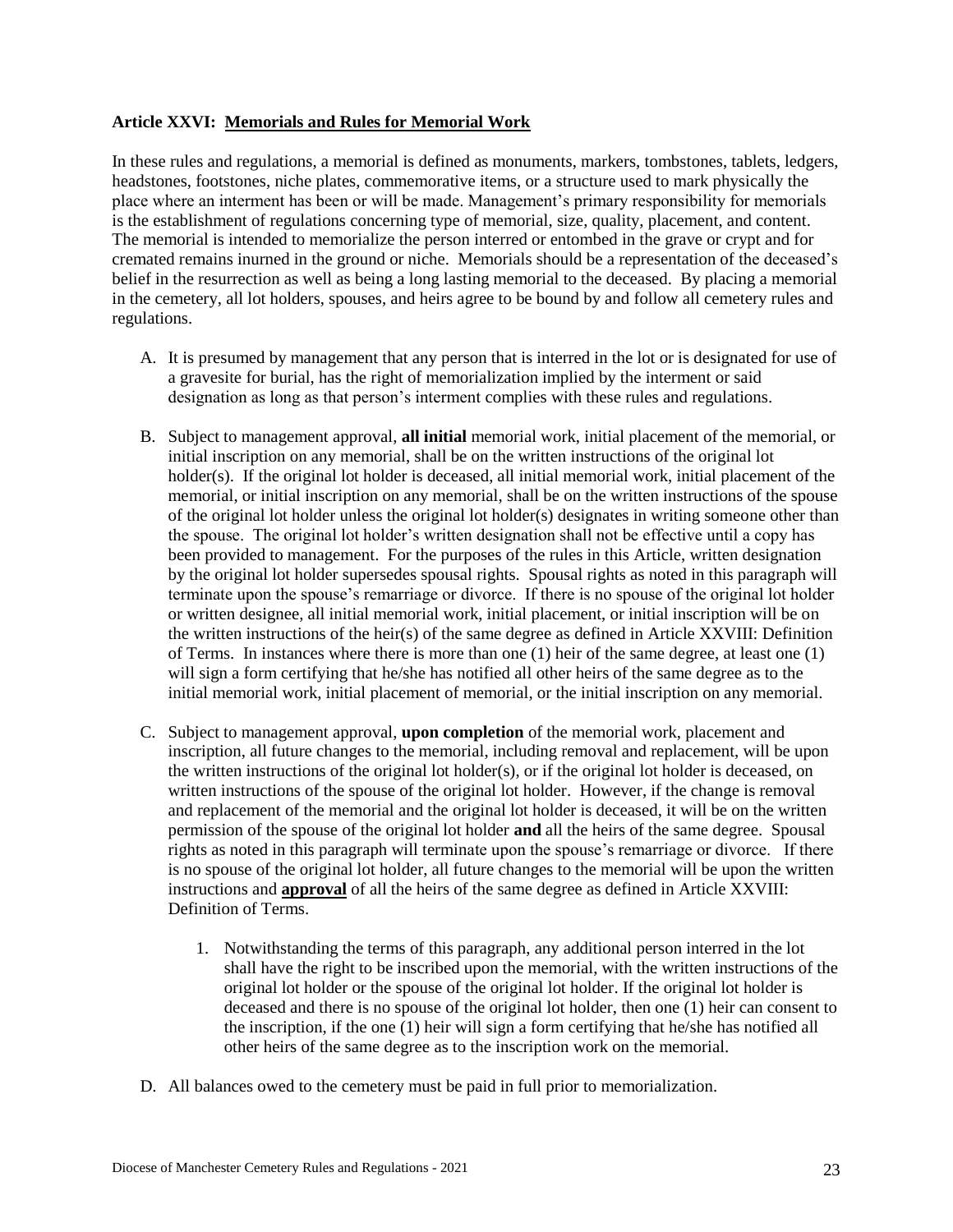**Article XXVI: Memorials and Rules for Memorial Work**

In these rules and regulations, a memorial is defined as monuments, markers, tombstones, tablets, ledgers, headstones, footstones, niche plates, commemorative items, or a structure used to mark physically the place where an interment has been or will be made. Management's primary responsibility for memorials is the establishment of regulations concerning type of memorial, size, quality, placement, and content. The memorial is intended to memorialize the person interred or entombed in the grave or crypt and for cremated remains inurned in the ground or niche. Memorials should be a representation of the deceased's belief in the resurrection as well as being a long lasting memorial to the deceased. By placing a memorial in the cemetery, all lot holders, spouses, and heirs agree to be bound by and follow all cemetery rules and regulations.

A. It is presumed by management that any person that is interred in the lot or is designated for use of a gravesite for burial, has the right of memorialization implied by the interment or said designation as long as that person's interment complies with these rules and regulations.

B. Subject to management approval, **all initial** memorial work, initial placement of the memorial, or initial inscription on any memorial, shall be on the written instructions of the original lot holder(s). If the original lot holder is deceased, all initial memorial work, initial placement of the memorial, or initial inscription on any memorial, shall be on the written instructions of the spouse of the original lot holder unless the original lot holder(s) designates in writing someone other than the spouse. The original lot holder's written designation shall not be effective until a copy has been provided to management. For the purposes of the rules in this Article, written designation by the original lot holder supersedes spousal rights. Spousal rights as noted in this paragraph will terminate upon the spouse's remarriage or divorce. If there is no spouse of the original lot holder or written designee, all initial memorial work, initial placement, or initial inscription will be on the written instructions of the heir(s) of the same degree as defined in Article XXVIII: Definition of Terms. In instances where there is more than one (1) heir of the same degree, at least one (1) will sign a form certifying that he/she has notified all other heirs of the same degree as to the initial memorial work, initial placement of memorial, or the initial inscription on any memorial.

C. Subject to management approval, **upon completion** of the memorial work, placement and inscription, all future changes to the memorial, including removal and replacement, will be upon the written instructions of the original lot holder(s), or if the original lot holder is deceased, on written instructions of the spouse of the original lot holder. However, if the change is removal and replacement of the memorial and the original lot holder is deceased, it will be on the written permission of the spouse of the original lot holder **and** all the heirs of the same degree. Spousal rights as noted in this paragraph will terminate upon the spouse's remarriage or divorce. If there is no spouse of the original lot holder, all future changes to the memorial will be upon the written instructions and **approval** of all the heirs of the same degree as defined in Article XXVIII: Definition of Terms.

   1. Notwithstanding the terms of this paragraph, any additional person interred in the lot shall have the right to be inscribed upon the memorial, with the written instructions of the original lot holder or the spouse of the original lot holder. If the original lot holder is deceased and there is no spouse of the original lot holder, then one (1) heir can consent to the inscription, if the one (1) heir will sign a form certifying that he/she has notified all other heirs of the same degree as to the inscription work on the memorial.

D. All balances owed to the cemetery must be paid in full prior to memorialization.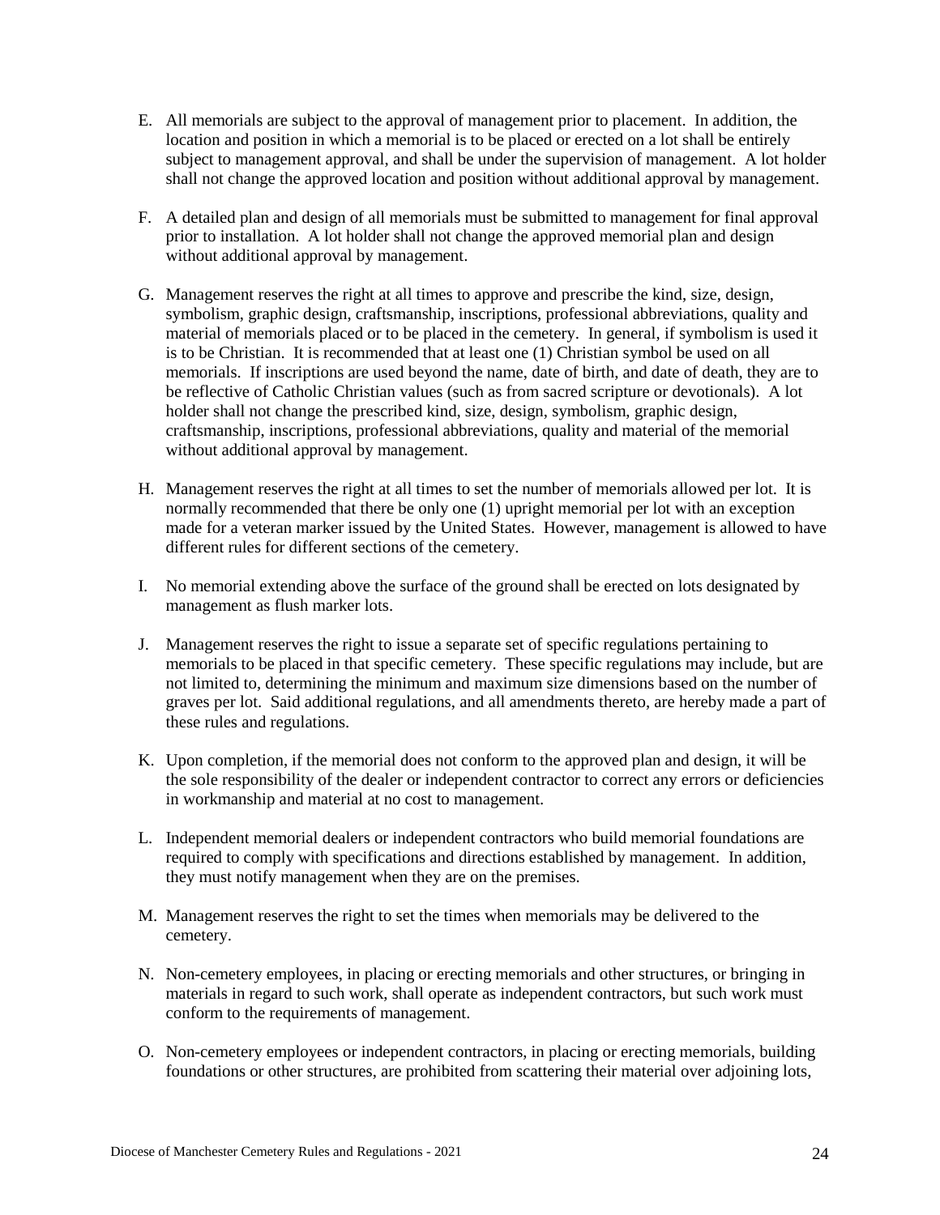E. All memorials are subject to the approval of management prior to placement. In addition, the location and position in which a memorial is to be placed or erected on a lot shall be entirely subject to management approval, and shall be under the supervision of management. A lot holder shall not change the approved location and position without additional approval by management.

F. A detailed plan and design of all memorials must be submitted to management for final approval prior to installation. A lot holder shall not change the approved memorial plan and design without additional approval by management.

G. Management reserves the right at all times to approve and prescribe the kind, size, design, symbolism, graphic design, craftsmanship, inscriptions, professional abbreviations, quality and material of memorials placed or to be placed in the cemetery. In general, if symbolism is used it is to be Christian. It is recommended that at least one (1) Christian symbol be used on all memorials. If inscriptions are used beyond the name, date of birth, and date of death, they are to be reflective of Catholic Christian values (such as from sacred scripture or devotionals). A lot holder shall not change the prescribed kind, size, design, symbolism, graphic design, craftsmanship, inscriptions, professional abbreviations, quality and material of the memorial without additional approval by management.

H. Management reserves the right at all times to set the number of memorials allowed per lot. It is normally recommended that there be only one (1) upright memorial per lot with an exception made for a veteran marker issued by the United States. However, management is allowed to have different rules for different sections of the cemetery.

I. No memorial extending above the surface of the ground shall be erected on lots designated by management as flush marker lots.

J. Management reserves the right to issue a separate set of specific regulations pertaining to memorials to be placed in that specific cemetery. These specific regulations may include, but are not limited to, determining the minimum and maximum size dimensions based on the number of graves per lot. Said additional regulations, and all amendments thereto, are hereby made a part of these rules and regulations.

K. Upon completion, if the memorial does not conform to the approved plan and design, it will be the sole responsibility of the dealer or independent contractor to correct any errors or deficiencies in workmanship and material at no cost to management.

L. Independent memorial dealers or independent contractors who build memorial foundations are required to comply with specifications and directions established by management. In addition, they must notify management when they are on the premises.

M. Management reserves the right to set the times when memorials may be delivered to the cemetery.

N. Non-cemetery employees, in placing or erecting memorials and other structures, or bringing in materials in regard to such work, shall operate as independent contractors, but such work must conform to the requirements of management.

O. Non-cemetery employees or independent contractors, in placing or erecting memorials, building foundations or other structures, are prohibited from scattering their material over adjoining lots,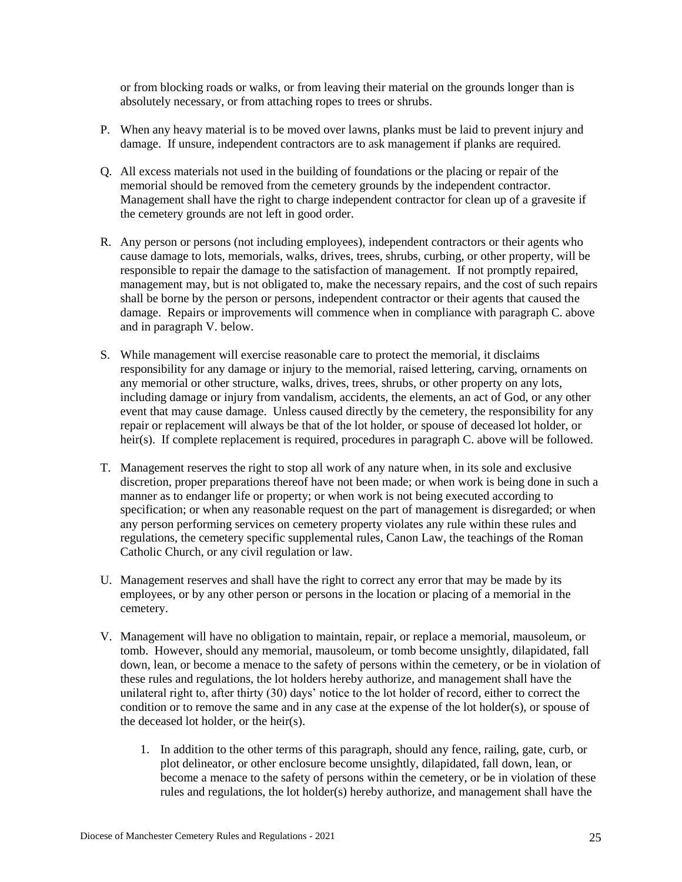or from blocking roads or walks, or from leaving their material on the grounds longer than is absolutely necessary, or from attaching ropes to trees or shrubs.

P. When any heavy material is to be moved over lawns, planks must be laid to prevent injury and damage. If unsure, independent contractors are to ask management if planks are required.

Q. All excess materials not used in the building of foundations or the placing or repair of the memorial should be removed from the cemetery grounds by the independent contractor. Management shall have the right to charge independent contractor for clean up of a gravesite if the cemetery grounds are not left in good order.

R. Any person or persons (not including employees), independent contractors or their agents who cause damage to lots, memorials, walks, drives, trees, shrubs, curbing, or other property, will be responsible to repair the damage to the satisfaction of management. If not promptly repaired, management may, but is not obligated to, make the necessary repairs, and the cost of such repairs shall be borne by the person or persons, independent contractor or their agents that caused the damage. Repairs or improvements will commence when in compliance with paragraph C. above and in paragraph V. below.

S. While management will exercise reasonable care to protect the memorial, it disclaims responsibility for any damage or injury to the memorial, raised lettering, carving, ornaments on any memorial or other structure, walks, drives, trees, shrubs, or other property on any lots, including damage or injury from vandalism, accidents, the elements, an act of God, or any other event that may cause damage. Unless caused directly by the cemetery, the responsibility for any repair or replacement will always be that of the lot holder, or spouse of deceased lot holder, or heir(s). If complete replacement is required, procedures in paragraph C. above will be followed.

T. Management reserves the right to stop all work of any nature when, in its sole and exclusive discretion, proper preparations thereof have not been made; or when work is being done in such a manner as to endanger life or property; or when work is not being executed according to specification; or when any reasonable request on the part of management is disregarded; or when any person performing services on cemetery property violates any rule within these rules and regulations, the cemetery specific supplemental rules, Canon Law, the teachings of the Roman Catholic Church, or any civil regulation or law.

U. Management reserves and shall have the right to correct any error that may be made by its employees, or by any other person or persons in the location or placing of a memorial in the cemetery.

V. Management will have no obligation to maintain, repair, or replace a memorial, mausoleum, or tomb. However, should any memorial, mausoleum, or tomb become unsightly, dilapidated, fall down, lean, or become a menace to the safety of persons within the cemetery, or be in violation of these rules and regulations, the lot holders hereby authorize, and management shall have the unilateral right to, after thirty (30) days' notice to the lot holder of record, either to correct the condition or to remove the same and in any case at the expense of the lot holder(s), or spouse of the deceased lot holder, or the heir(s).

   1. In addition to the other terms of this paragraph, should any fence, railing, gate, curb, or plot delineator, or other enclosure become unsightly, dilapidated, fall down, lean, or become a menace to the safety of persons within the cemetery, or be in violation of these rules and regulations, the lot holder(s) hereby authorize, and management shall have the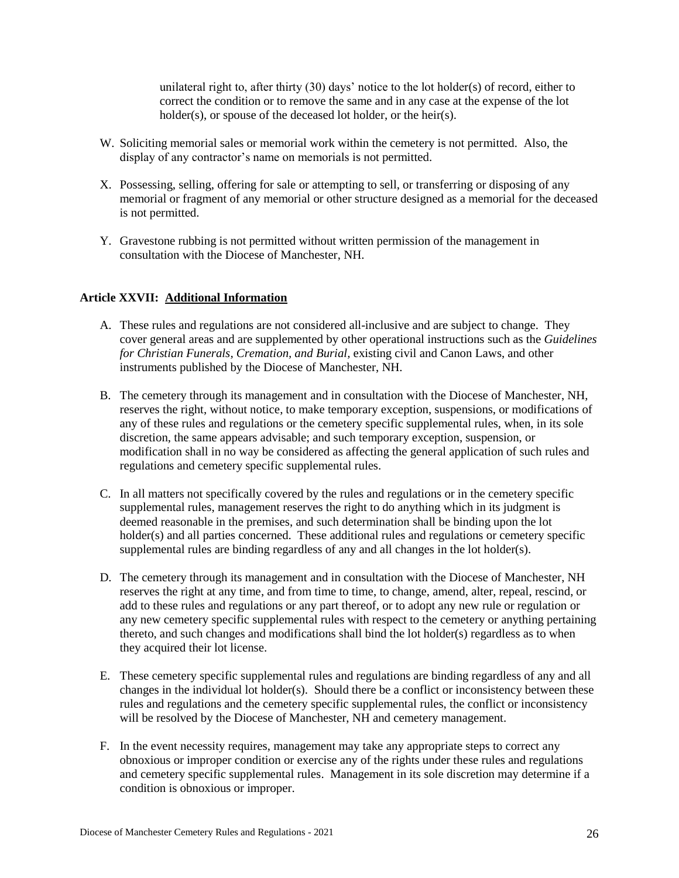unilateral right to, after thirty (30) days' notice to the lot holder(s) of record, either to correct the condition or to remove the same and in any case at the expense of the lot holder(s), or spouse of the deceased lot holder, or the heir(s).

W. Soliciting memorial sales or memorial work within the cemetery is not permitted. Also, the display of any contractor's name on memorials is not permitted.

X. Possessing, selling, offering for sale or attempting to sell, or transferring or disposing of any memorial or fragment of any memorial or other structure designed as a memorial for the deceased is not permitted.

Y. Gravestone rubbing is not permitted without written permission of the management in consultation with the Diocese of Manchester, NH.

### Article XXVII: <u>Additional Information</u>

A. These rules and regulations are not considered all-inclusive and are subject to change. They cover general areas and are supplemented by other operational instructions such as the *Guidelines for Christian Funerals, Cremation, and Burial,* existing civil and Canon Laws, and other instruments published by the Diocese of Manchester, NH.

B. The cemetery through its management and in consultation with the Diocese of Manchester, NH, reserves the right, without notice, to make temporary exception, suspensions, or modifications of any of these rules and regulations or the cemetery specific supplemental rules, when, in its sole discretion, the same appears advisable; and such temporary exception, suspension, or modification shall in no way be considered as affecting the general application of such rules and regulations and cemetery specific supplemental rules.

C. In all matters not specifically covered by the rules and regulations or in the cemetery specific supplemental rules, management reserves the right to do anything which in its judgment is deemed reasonable in the premises, and such determination shall be binding upon the lot holder(s) and all parties concerned. These additional rules and regulations or cemetery specific supplemental rules are binding regardless of any and all changes in the lot holder(s).

D. The cemetery through its management and in consultation with the Diocese of Manchester, NH reserves the right at any time, and from time to time, to change, amend, alter, repeal, rescind, or add to these rules and regulations or any part thereof, or to adopt any new rule or regulation or any new cemetery specific supplemental rules with respect to the cemetery or anything pertaining thereto, and such changes and modifications shall bind the lot holder(s) regardless as to when they acquired their lot license.

E. These cemetery specific supplemental rules and regulations are binding regardless of any and all changes in the individual lot holder(s). Should there be a conflict or inconsistency between these rules and regulations and the cemetery specific supplemental rules, the conflict or inconsistency will be resolved by the Diocese of Manchester, NH and cemetery management.

F. In the event necessity requires, management may take any appropriate steps to correct any obnoxious or improper condition or exercise any of the rights under these rules and regulations and cemetery specific supplemental rules. Management in its sole discretion may determine if a condition is obnoxious or improper.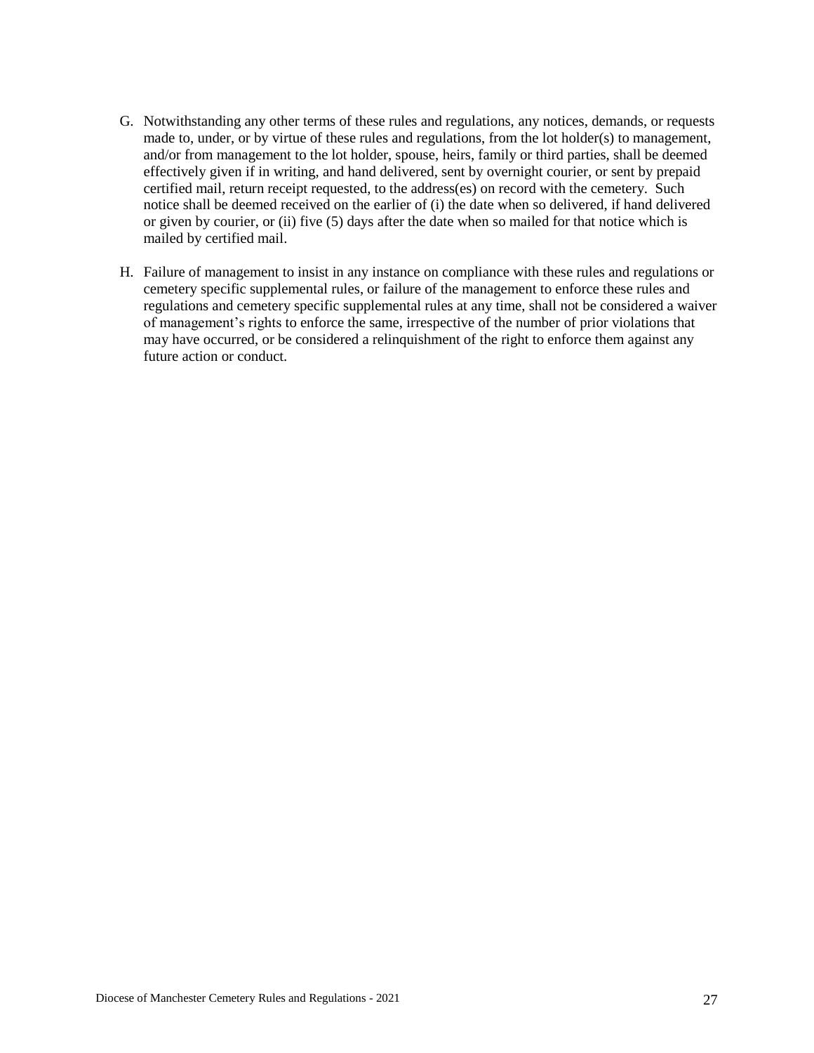G. Notwithstanding any other terms of these rules and regulations, any notices, demands, or requests made to, under, or by virtue of these rules and regulations, from the lot holder(s) to management, and/or from management to the lot holder, spouse, heirs, family or third parties, shall be deemed effectively given if in writing, and hand delivered, sent by overnight courier, or sent by prepaid certified mail, return receipt requested, to the address(es) on record with the cemetery. Such notice shall be deemed received on the earlier of (i) the date when so delivered, if hand delivered or given by courier, or (ii) five (5) days after the date when so mailed for that notice which is mailed by certified mail.

H. Failure of management to insist in any instance on compliance with these rules and regulations or cemetery specific supplemental rules, or failure of the management to enforce these rules and regulations and cemetery specific supplemental rules at any time, shall not be considered a waiver of management's rights to enforce the same, irrespective of the number of prior violations that may have occurred, or be considered a relinquishment of the right to enforce them against any future action or conduct.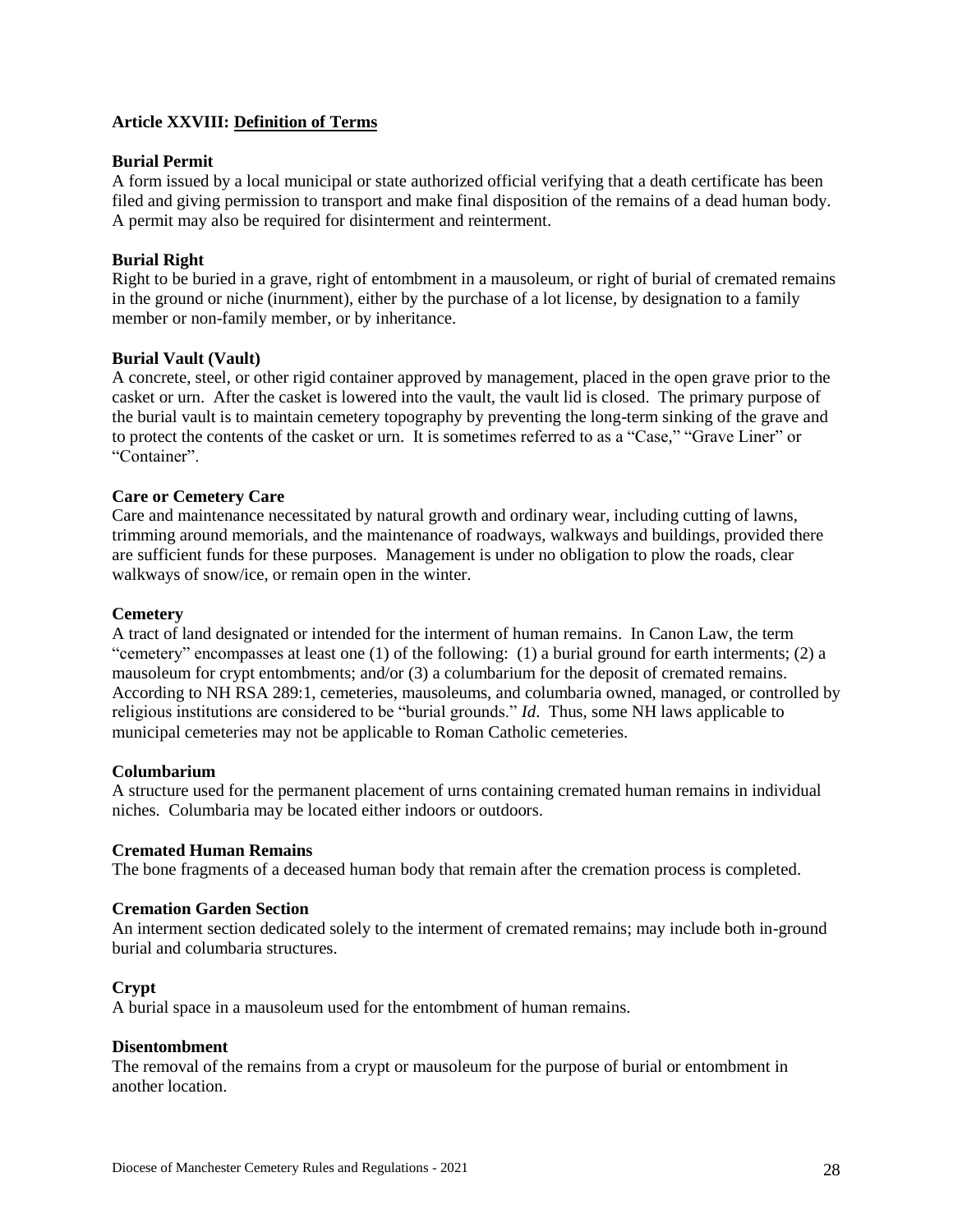### Article XXVIII: <u>Definition of Terms</u>

**Burial Permit**
A form issued by a local municipal or state authorized official verifying that a death certificate has been filed and giving permission to transport and make final disposition of the remains of a dead human body. A permit may also be required for disinterment and reinterment.

**Burial Right**
Right to be buried in a grave, right of entombment in a mausoleum, or right of burial of cremated remains in the ground or niche (inurnment), either by the purchase of a lot license, by designation to a family member or non-family member, or by inheritance.

**Burial Vault (Vault)**
A concrete, steel, or other rigid container approved by management, placed in the open grave prior to the casket or urn. After the casket is lowered into the vault, the vault lid is closed. The primary purpose of the burial vault is to maintain cemetery topography by preventing the long-term sinking of the grave and to protect the contents of the casket or urn. It is sometimes referred to as a "Case," "Grave Liner" or "Container".

**Care or Cemetery Care**
Care and maintenance necessitated by natural growth and ordinary wear, including cutting of lawns, trimming around memorials, and the maintenance of roadways, walkways and buildings, provided there are sufficient funds for these purposes. Management is under no obligation to plow the roads, clear walkways of snow/ice, or remain open in the winter.

**Cemetery**
A tract of land designated or intended for the interment of human remains. In Canon Law, the term "cemetery" encompasses at least one (1) of the following: (1) a burial ground for earth interments; (2) a mausoleum for crypt entombments; and/or (3) a columbarium for the deposit of cremated remains. According to NH RSA 289:1, cemeteries, mausoleums, and columbaria owned, managed, or controlled by religious institutions are considered to be "burial grounds." *Id*. Thus, some NH laws applicable to municipal cemeteries may not be applicable to Roman Catholic cemeteries.

**Columbarium**
A structure used for the permanent placement of urns containing cremated human remains in individual niches. Columbaria may be located either indoors or outdoors.

**Cremated Human Remains**
The bone fragments of a deceased human body that remain after the cremation process is completed.

**Cremation Garden Section**
An interment section dedicated solely to the interment of cremated remains; may include both in-ground burial and columbaria structures.

**Crypt**
A burial space in a mausoleum used for the entombment of human remains.

**Disentombment**
The removal of the remains from a crypt or mausoleum for the purpose of burial or entombment in another location.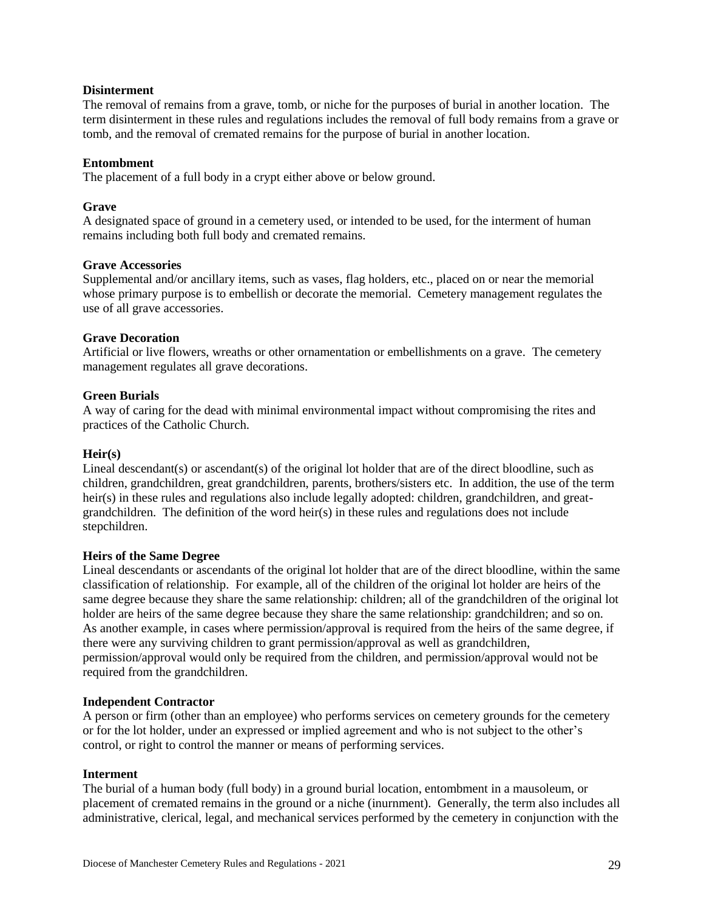**Disinterment**

The removal of remains from a grave, tomb, or niche for the purposes of burial in another location. The term disinterment in these rules and regulations includes the removal of full body remains from a grave or tomb, and the removal of cremated remains for the purpose of burial in another location.

**Entombment**

The placement of a full body in a crypt either above or below ground.

**Grave**

A designated space of ground in a cemetery used, or intended to be used, for the interment of human remains including both full body and cremated remains.

**Grave Accessories**

Supplemental and/or ancillary items, such as vases, flag holders, etc., placed on or near the memorial whose primary purpose is to embellish or decorate the memorial. Cemetery management regulates the use of all grave accessories.

**Grave Decoration**

Artificial or live flowers, wreaths or other ornamentation or embellishments on a grave. The cemetery management regulates all grave decorations.

**Green Burials**

A way of caring for the dead with minimal environmental impact without compromising the rites and practices of the Catholic Church.

**Heir(s)**

Lineal descendant(s) or ascendant(s) of the original lot holder that are of the direct bloodline, such as children, grandchildren, great grandchildren, parents, brothers/sisters etc. In addition, the use of the term heir(s) in these rules and regulations also include legally adopted: children, grandchildren, and great-grandchildren. The definition of the word heir(s) in these rules and regulations does not include stepchildren.

**Heirs of the Same Degree**

Lineal descendants or ascendants of the original lot holder that are of the direct bloodline, within the same classification of relationship. For example, all of the children of the original lot holder are heirs of the same degree because they share the same relationship: children; all of the grandchildren of the original lot holder are heirs of the same degree because they share the same relationship: grandchildren; and so on. As another example, in cases where permission/approval is required from the heirs of the same degree, if there were any surviving children to grant permission/approval as well as grandchildren, permission/approval would only be required from the children, and permission/approval would not be required from the grandchildren.

**Independent Contractor**

A person or firm (other than an employee) who performs services on cemetery grounds for the cemetery or for the lot holder, under an expressed or implied agreement and who is not subject to the other's control, or right to control the manner or means of performing services.

**Interment**

The burial of a human body (full body) in a ground burial location, entombment in a mausoleum, or placement of cremated remains in the ground or a niche (inurnment). Generally, the term also includes all administrative, clerical, legal, and mechanical services performed by the cemetery in conjunction with the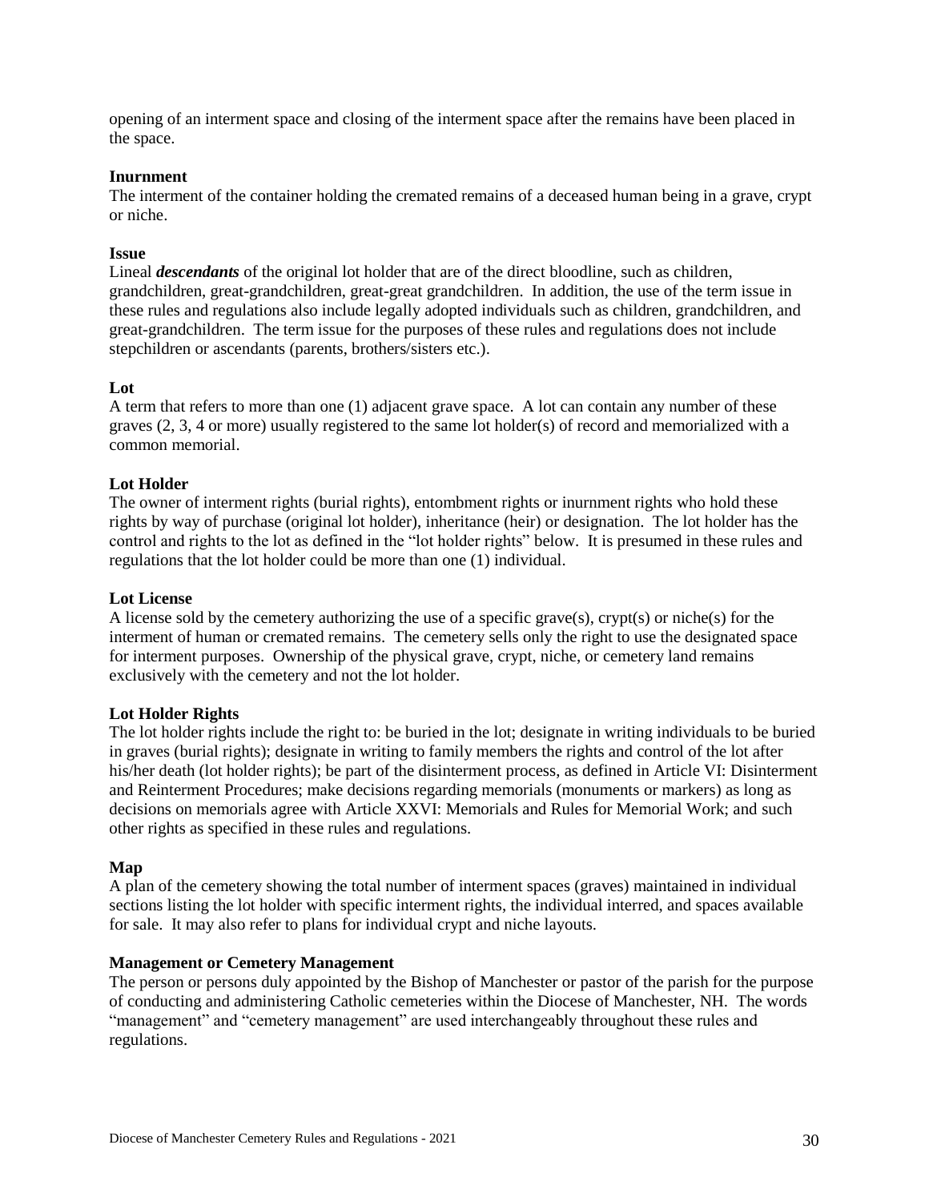opening of an interment space and closing of the interment space after the remains have been placed in the space.

**Inurnment**
The interment of the container holding the cremated remains of a deceased human being in a grave, crypt or niche.

**Issue**
Lineal ***descendants*** of the original lot holder that are of the direct bloodline, such as children, grandchildren, great-grandchildren, great-great grandchildren. In addition, the use of the term issue in these rules and regulations also include legally adopted individuals such as children, grandchildren, and great-grandchildren. The term issue for the purposes of these rules and regulations does not include stepchildren or ascendants (parents, brothers/sisters etc.).

**Lot**
A term that refers to more than one (1) adjacent grave space. A lot can contain any number of these graves (2, 3, 4 or more) usually registered to the same lot holder(s) of record and memorialized with a common memorial.

**Lot Holder**
The owner of interment rights (burial rights), entombment rights or inurnment rights who hold these rights by way of purchase (original lot holder), inheritance (heir) or designation. The lot holder has the control and rights to the lot as defined in the "lot holder rights" below. It is presumed in these rules and regulations that the lot holder could be more than one (1) individual.

**Lot License**
A license sold by the cemetery authorizing the use of a specific grave(s), crypt(s) or niche(s) for the interment of human or cremated remains. The cemetery sells only the right to use the designated space for interment purposes. Ownership of the physical grave, crypt, niche, or cemetery land remains exclusively with the cemetery and not the lot holder.

**Lot Holder Rights**
The lot holder rights include the right to: be buried in the lot; designate in writing individuals to be buried in graves (burial rights); designate in writing to family members the rights and control of the lot after his/her death (lot holder rights); be part of the disinterment process, as defined in Article VI: Disinterment and Reinterment Procedures; make decisions regarding memorials (monuments or markers) as long as decisions on memorials agree with Article XXVI: Memorials and Rules for Memorial Work; and such other rights as specified in these rules and regulations.

**Map**
A plan of the cemetery showing the total number of interment spaces (graves) maintained in individual sections listing the lot holder with specific interment rights, the individual interred, and spaces available for sale. It may also refer to plans for individual crypt and niche layouts.

**Management or Cemetery Management**
The person or persons duly appointed by the Bishop of Manchester or pastor of the parish for the purpose of conducting and administering Catholic cemeteries within the Diocese of Manchester, NH. The words "management" and "cemetery management" are used interchangeably throughout these rules and regulations.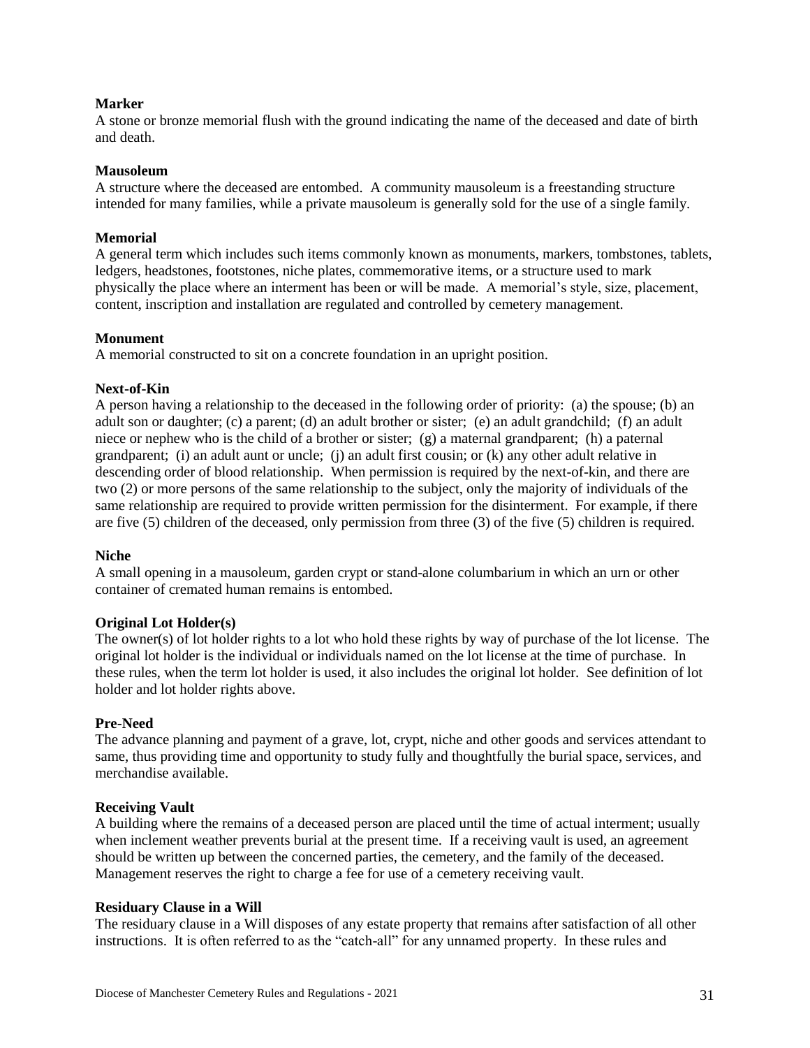**Marker**
A stone or bronze memorial flush with the ground indicating the name of the deceased and date of birth and death.

**Mausoleum**
A structure where the deceased are entombed. A community mausoleum is a freestanding structure intended for many families, while a private mausoleum is generally sold for the use of a single family.

**Memorial**
A general term which includes such items commonly known as monuments, markers, tombstones, tablets, ledgers, headstones, footstones, niche plates, commemorative items, or a structure used to mark physically the place where an interment has been or will be made. A memorial's style, size, placement, content, inscription and installation are regulated and controlled by cemetery management.

**Monument**
A memorial constructed to sit on a concrete foundation in an upright position.

**Next-of-Kin**
A person having a relationship to the deceased in the following order of priority: (a) the spouse; (b) an adult son or daughter; (c) a parent; (d) an adult brother or sister; (e) an adult grandchild; (f) an adult niece or nephew who is the child of a brother or sister; (g) a maternal grandparent; (h) a paternal grandparent; (i) an adult aunt or uncle; (j) an adult first cousin; or (k) any other adult relative in descending order of blood relationship. When permission is required by the next-of-kin, and there are two (2) or more persons of the same relationship to the subject, only the majority of individuals of the same relationship are required to provide written permission for the disinterment. For example, if there are five (5) children of the deceased, only permission from three (3) of the five (5) children is required.

**Niche**
A small opening in a mausoleum, garden crypt or stand-alone columbarium in which an urn or other container of cremated human remains is entombed.

**Original Lot Holder(s)**
The owner(s) of lot holder rights to a lot who hold these rights by way of purchase of the lot license. The original lot holder is the individual or individuals named on the lot license at the time of purchase. In these rules, when the term lot holder is used, it also includes the original lot holder. See definition of lot holder and lot holder rights above.

**Pre-Need**
The advance planning and payment of a grave, lot, crypt, niche and other goods and services attendant to same, thus providing time and opportunity to study fully and thoughtfully the burial space, services, and merchandise available.

**Receiving Vault**
A building where the remains of a deceased person are placed until the time of actual interment; usually when inclement weather prevents burial at the present time. If a receiving vault is used, an agreement should be written up between the concerned parties, the cemetery, and the family of the deceased. Management reserves the right to charge a fee for use of a cemetery receiving vault.

**Residuary Clause in a Will**
The residuary clause in a Will disposes of any estate property that remains after satisfaction of all other instructions. It is often referred to as the "catch-all" for any unnamed property. In these rules and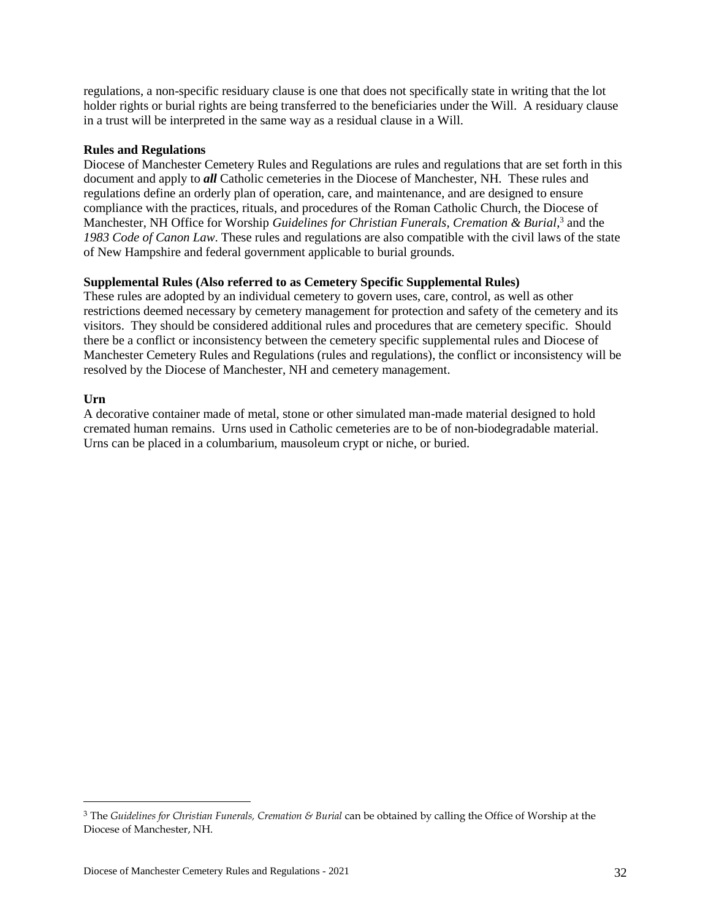regulations, a non-specific residuary clause is one that does not specifically state in writing that the lot holder rights or burial rights are being transferred to the beneficiaries under the Will. A residuary clause in a trust will be interpreted in the same way as a residual clause in a Will.

**Rules and Regulations**

Diocese of Manchester Cemetery Rules and Regulations are rules and regulations that are set forth in this document and apply to ***all*** Catholic cemeteries in the Diocese of Manchester, NH. These rules and regulations define an orderly plan of operation, care, and maintenance, and are designed to ensure compliance with the practices, rituals, and procedures of the Roman Catholic Church, the Diocese of Manchester, NH Office for Worship *Guidelines for Christian Funerals, Cremation & Burial*,[3] and the *1983 Code of Canon Law*. These rules and regulations are also compatible with the civil laws of the state of New Hampshire and federal government applicable to burial grounds.

**Supplemental Rules (Also referred to as Cemetery Specific Supplemental Rules)**

These rules are adopted by an individual cemetery to govern uses, care, control, as well as other restrictions deemed necessary by cemetery management for protection and safety of the cemetery and its visitors. They should be considered additional rules and procedures that are cemetery specific. Should there be a conflict or inconsistency between the cemetery specific supplemental rules and Diocese of Manchester Cemetery Rules and Regulations (rules and regulations), the conflict or inconsistency will be resolved by the Diocese of Manchester, NH and cemetery management.

**Urn**

A decorative container made of metal, stone or other simulated man-made material designed to hold cremated human remains. Urns used in Catholic cemeteries are to be of non-biodegradable material. Urns can be placed in a columbarium, mausoleum crypt or niche, or buried.

---

[3] The *Guidelines for Christian Funerals, Cremation & Burial* can be obtained by calling the Office of Worship at the Diocese of Manchester, NH.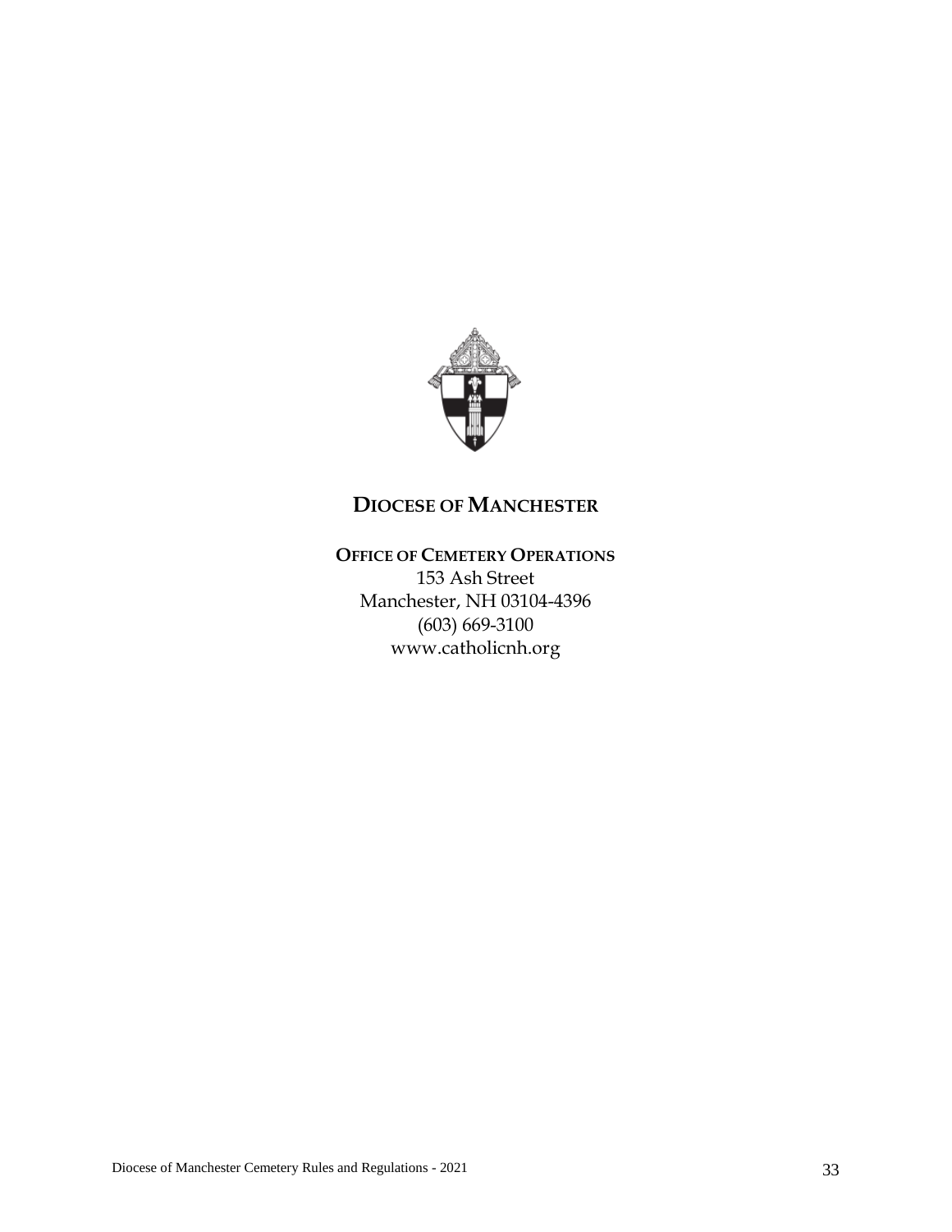**DIOCESE OF MANCHESTER**

**OFFICE OF CEMETERY OPERATIONS**
153 Ash Street
Manchester, NH 03104-4396
(603) 669-3100
www.catholicnh.org